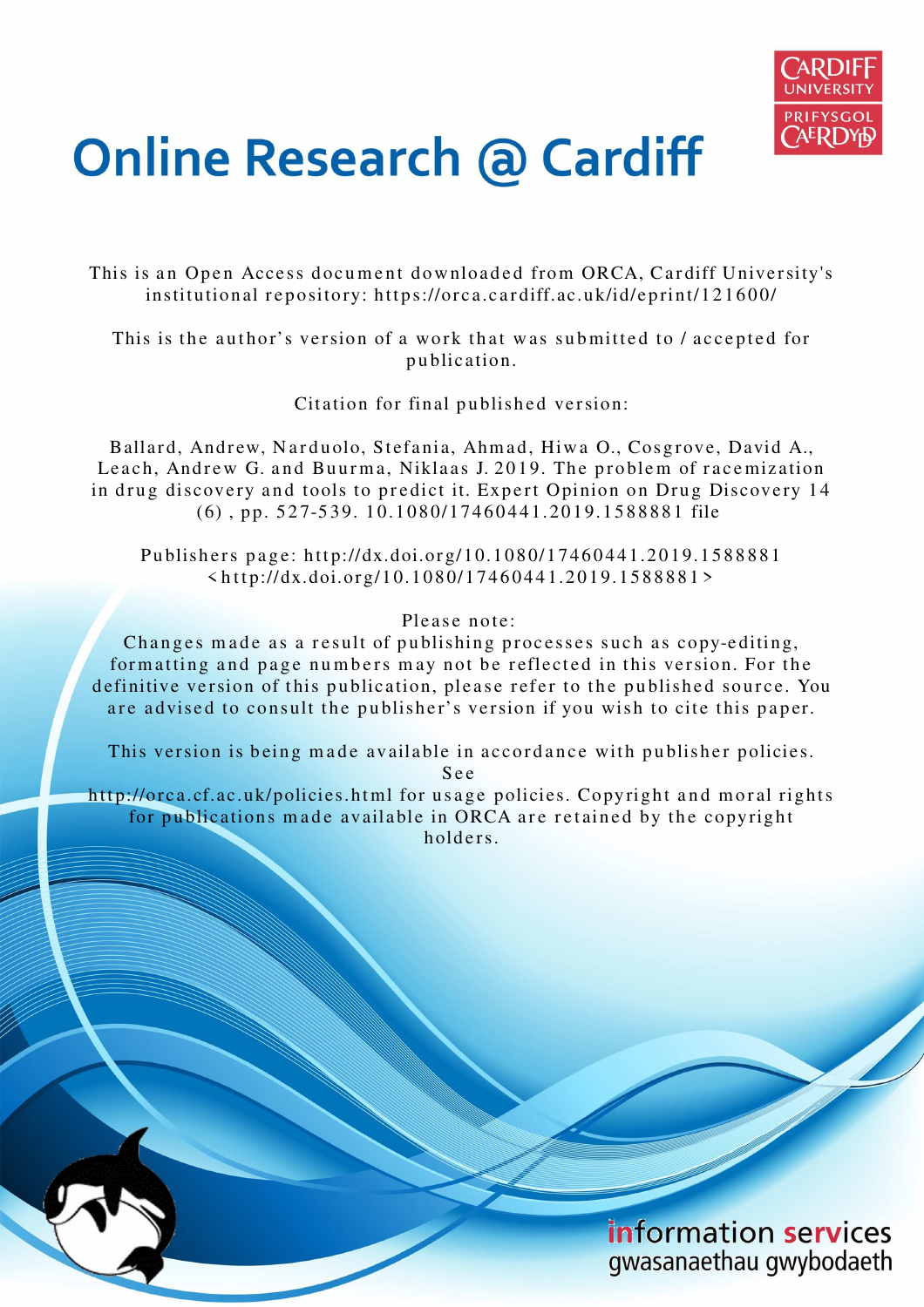# Online Research @ Cardiff

This is an Open Access document downloaded from ORCA, Cardiff University's institutional repository: https://orca.cardiff.ac.uk/id/eprint/121600/

This is the author's version of a work that was submitted to / accepted for publication.

Citation for final published version:

Ballard, Andrew, Narduolo, Stefania, Ahmad, Hiwa O., Cosgrove, David A., Leach, Andrew G. and Buurma, Niklaas J. 2019. The problem of racemization in drug discovery and tools to predict it. Expert Opinion on Drug Discovery 14 (6) , pp. 527-539. 10.1080/17460441.2019.1588881 file

Publishers page: http://dx.doi.org/10.1080/17460441.2019.1588881 <http://dx.doi.org/10.1080/17460441.2019.1588881>

Please note:
Changes made as a result of publishing processes such as copy-editing, formatting and page numbers may not be reflected in this version. For the definitive version of this publication, please refer to the published source. You are advised to consult the publisher's version if you wish to cite this paper.

This version is being made available in accordance with publisher policies. See
http://orca.cf.ac.uk/policies.html for usage policies. Copyright and moral rights for publications made available in ORCA are retained by the copyright holders.

information services
gwasanaethau gwybodaeth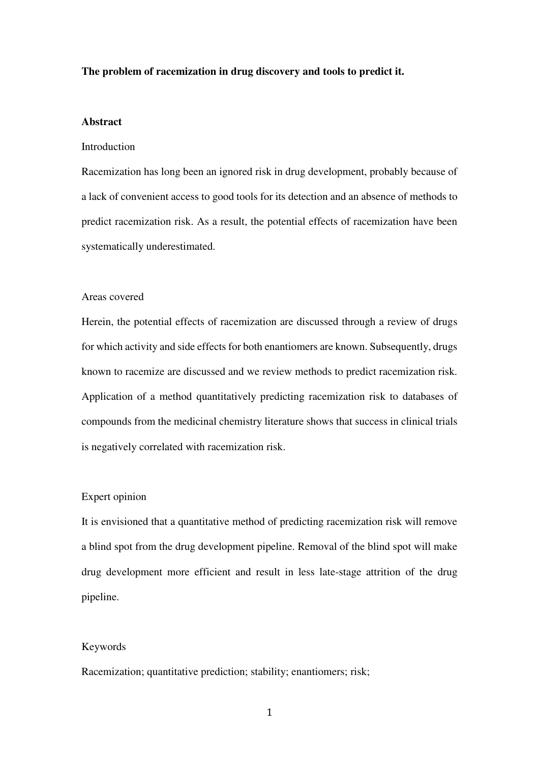**The problem of racemization in drug discovery and tools to predict it.**

## Abstract

Introduction

Racemization has long been an ignored risk in drug development, probably because of a lack of convenient access to good tools for its detection and an absence of methods to predict racemization risk. As a result, the potential effects of racemization have been systematically underestimated.

Areas covered

Herein, the potential effects of racemization are discussed through a review of drugs for which activity and side effects for both enantiomers are known. Subsequently, drugs known to racemize are discussed and we review methods to predict racemization risk. Application of a method quantitatively predicting racemization risk to databases of compounds from the medicinal chemistry literature shows that success in clinical trials is negatively correlated with racemization risk.

Expert opinion

It is envisioned that a quantitative method of predicting racemization risk will remove a blind spot from the drug development pipeline. Removal of the blind spot will make drug development more efficient and result in less late-stage attrition of the drug pipeline.

Keywords

Racemization; quantitative prediction; stability; enantiomers; risk;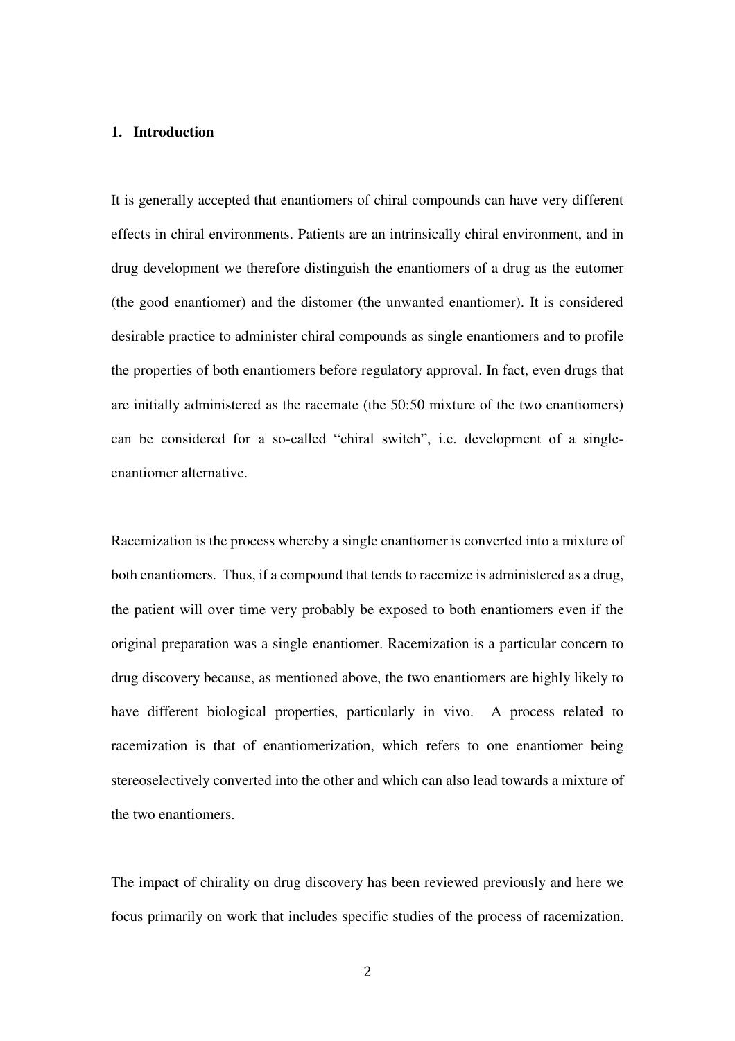## 1. Introduction

It is generally accepted that enantiomers of chiral compounds can have very different effects in chiral environments. Patients are an intrinsically chiral environment, and in drug development we therefore distinguish the enantiomers of a drug as the eutomer (the good enantiomer) and the distomer (the unwanted enantiomer). It is considered desirable practice to administer chiral compounds as single enantiomers and to profile the properties of both enantiomers before regulatory approval. In fact, even drugs that are initially administered as the racemate (the 50:50 mixture of the two enantiomers) can be considered for a so-called "chiral switch", i.e. development of a single-enantiomer alternative.

Racemization is the process whereby a single enantiomer is converted into a mixture of both enantiomers. Thus, if a compound that tends to racemize is administered as a drug, the patient will over time very probably be exposed to both enantiomers even if the original preparation was a single enantiomer. Racemization is a particular concern to drug discovery because, as mentioned above, the two enantiomers are highly likely to have different biological properties, particularly in vivo. A process related to racemization is that of enantiomerization, which refers to one enantiomer being stereoselectively converted into the other and which can also lead towards a mixture of the two enantiomers.

The impact of chirality on drug discovery has been reviewed previously and here we focus primarily on work that includes specific studies of the process of racemization.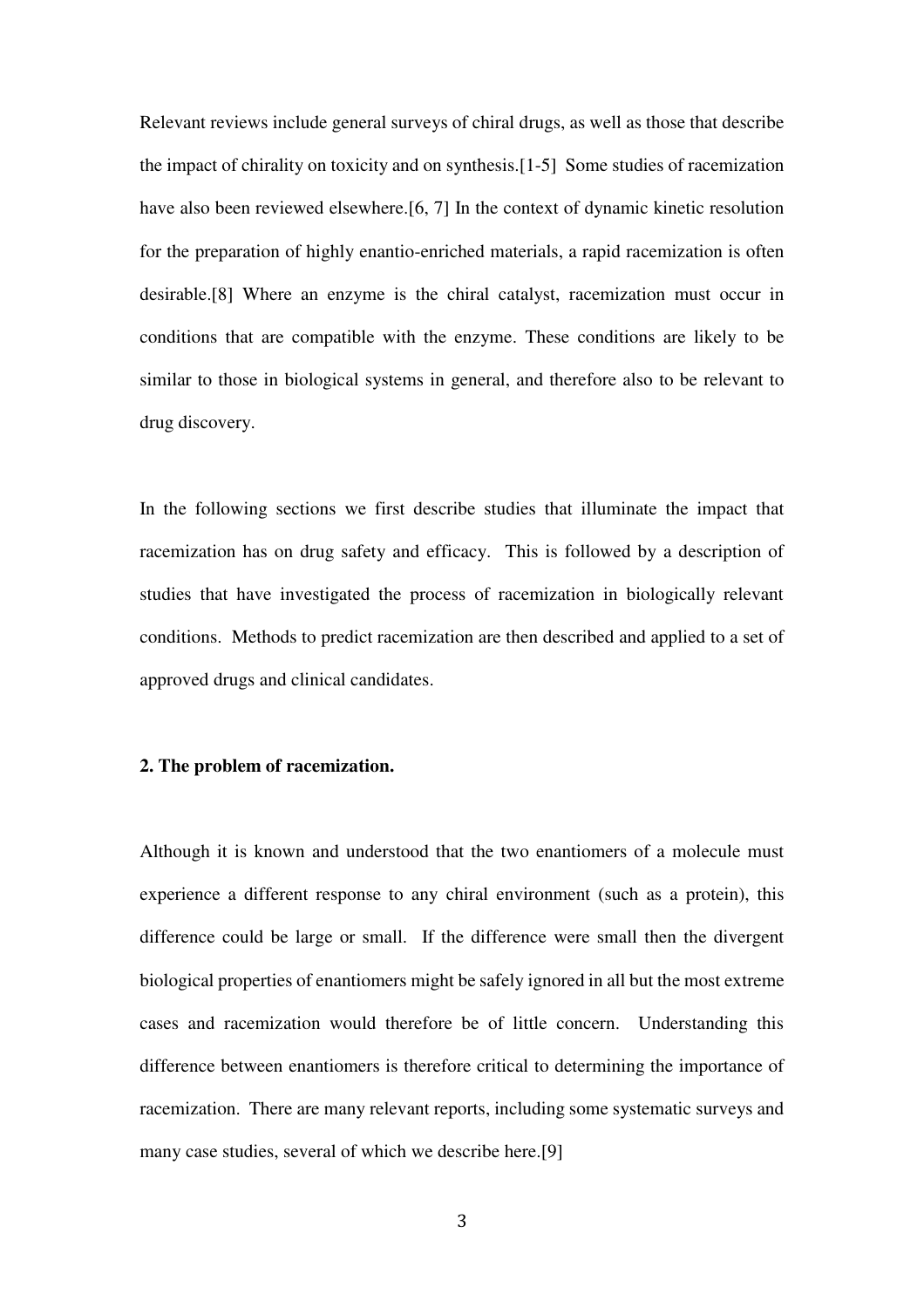Relevant reviews include general surveys of chiral drugs, as well as those that describe the impact of chirality on toxicity and on synthesis.[1-5] Some studies of racemization have also been reviewed elsewhere.[6, 7] In the context of dynamic kinetic resolution for the preparation of highly enantio-enriched materials, a rapid racemization is often desirable.[8] Where an enzyme is the chiral catalyst, racemization must occur in conditions that are compatible with the enzyme. These conditions are likely to be similar to those in biological systems in general, and therefore also to be relevant to drug discovery.

In the following sections we first describe studies that illuminate the impact that racemization has on drug safety and efficacy. This is followed by a description of studies that have investigated the process of racemization in biologically relevant conditions. Methods to predict racemization are then described and applied to a set of approved drugs and clinical candidates.

## 2. The problem of racemization.

Although it is known and understood that the two enantiomers of a molecule must experience a different response to any chiral environment (such as a protein), this difference could be large or small. If the difference were small then the divergent biological properties of enantiomers might be safely ignored in all but the most extreme cases and racemization would therefore be of little concern. Understanding this difference between enantiomers is therefore critical to determining the importance of racemization. There are many relevant reports, including some systematic surveys and many case studies, several of which we describe here.[9]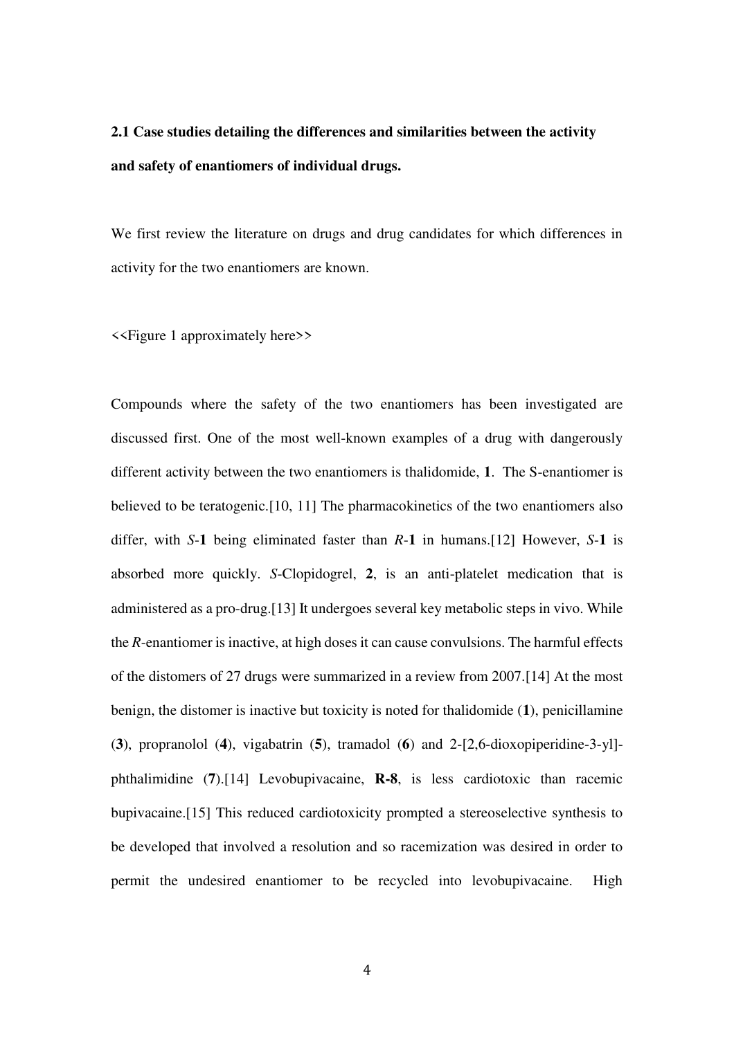**2.1 Case studies detailing the differences and similarities between the activity and safety of enantiomers of individual drugs.**

We first review the literature on drugs and drug candidates for which differences in activity for the two enantiomers are known.

<<Figure 1 approximately here>>

Compounds where the safety of the two enantiomers has been investigated are discussed first. One of the most well-known examples of a drug with dangerously different activity between the two enantiomers is thalidomide, **1**. The S-enantiomer is believed to be teratogenic.[10, 11] The pharmacokinetics of the two enantiomers also differ, with *S*-**1** being eliminated faster than *R*-**1** in humans.[12] However, *S*-**1** is absorbed more quickly. *S*-Clopidogrel, **2**, is an anti-platelet medication that is administered as a pro-drug.[13] It undergoes several key metabolic steps in vivo. While the *R*-enantiomer is inactive, at high doses it can cause convulsions. The harmful effects of the distomers of 27 drugs were summarized in a review from 2007.[14] At the most benign, the distomer is inactive but toxicity is noted for thalidomide (**1**), penicillamine (**3**), propranolol (**4**), vigabatrin (**5**), tramadol (**6**) and 2-[2,6-dioxopiperidine-3-yl]-phthalimidine (**7**).[14] Levobupivacaine, **R-8**, is less cardiotoxic than racemic bupivacaine.[15] This reduced cardiotoxicity prompted a stereoselective synthesis to be developed that involved a resolution and so racemization was desired in order to permit the undesired enantiomer to be recycled into levobupivacaine. High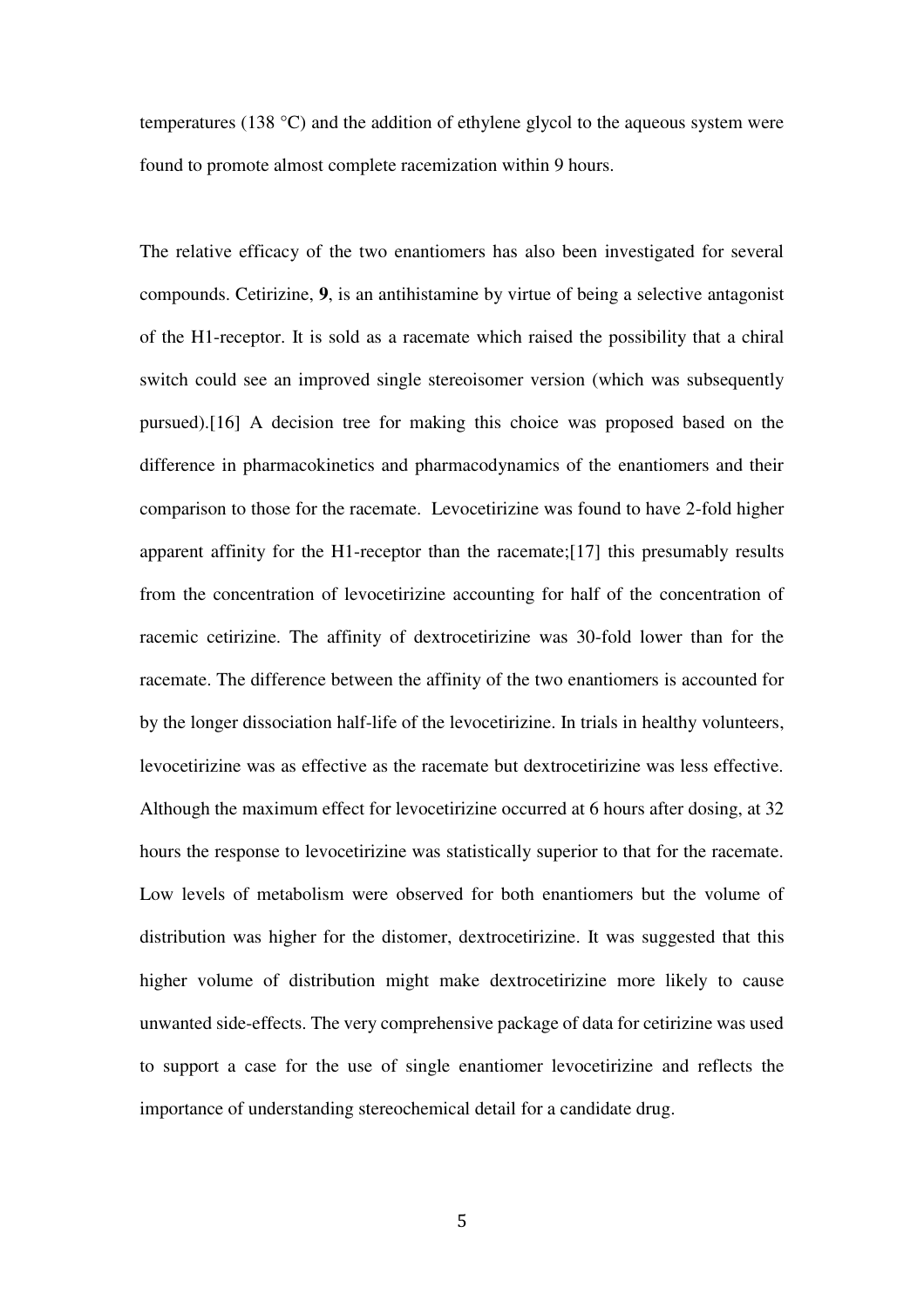temperatures (138 °C) and the addition of ethylene glycol to the aqueous system were found to promote almost complete racemization within 9 hours.

The relative efficacy of the two enantiomers has also been investigated for several compounds. Cetirizine, **9**, is an antihistamine by virtue of being a selective antagonist of the H1-receptor. It is sold as a racemate which raised the possibility that a chiral switch could see an improved single stereoisomer version (which was subsequently pursued).[16] A decision tree for making this choice was proposed based on the difference in pharmacokinetics and pharmacodynamics of the enantiomers and their comparison to those for the racemate. Levocetirizine was found to have 2-fold higher apparent affinity for the H1-receptor than the racemate;[17] this presumably results from the concentration of levocetirizine accounting for half of the concentration of racemic cetirizine. The affinity of dextrocetirizine was 30-fold lower than for the racemate. The difference between the affinity of the two enantiomers is accounted for by the longer dissociation half-life of the levocetirizine. In trials in healthy volunteers, levocetirizine was as effective as the racemate but dextrocetirizine was less effective. Although the maximum effect for levocetirizine occurred at 6 hours after dosing, at 32 hours the response to levocetirizine was statistically superior to that for the racemate. Low levels of metabolism were observed for both enantiomers but the volume of distribution was higher for the distomer, dextrocetirizine. It was suggested that this higher volume of distribution might make dextrocetirizine more likely to cause unwanted side-effects. The very comprehensive package of data for cetirizine was used to support a case for the use of single enantiomer levocetirizine and reflects the importance of understanding stereochemical detail for a candidate drug.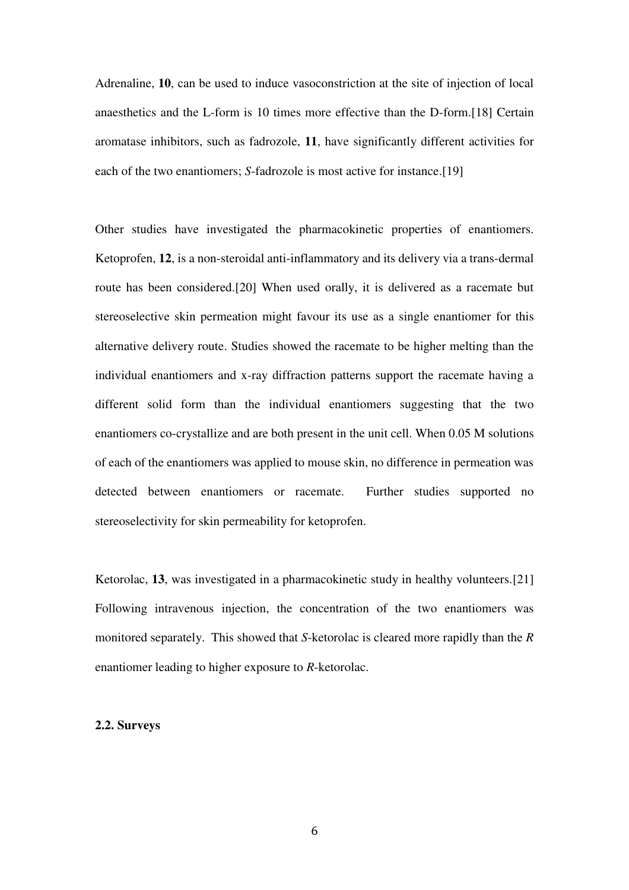Adrenaline, **10**, can be used to induce vasoconstriction at the site of injection of local anaesthetics and the L-form is 10 times more effective than the D-form.[18] Certain aromatase inhibitors, such as fadrozole, **11**, have significantly different activities for each of the two enantiomers; *S*-fadrozole is most active for instance.[19]

Other studies have investigated the pharmacokinetic properties of enantiomers. Ketoprofen, **12**, is a non-steroidal anti-inflammatory and its delivery via a trans-dermal route has been considered.[20] When used orally, it is delivered as a racemate but stereoselective skin permeation might favour its use as a single enantiomer for this alternative delivery route. Studies showed the racemate to be higher melting than the individual enantiomers and x-ray diffraction patterns support the racemate having a different solid form than the individual enantiomers suggesting that the two enantiomers co-crystallize and are both present in the unit cell. When 0.05 M solutions of each of the enantiomers was applied to mouse skin, no difference in permeation was detected between enantiomers or racemate. Further studies supported no stereoselectivity for skin permeability for ketoprofen.

Ketorolac, **13**, was investigated in a pharmacokinetic study in healthy volunteers.[21] Following intravenous injection, the concentration of the two enantiomers was monitored separately. This showed that *S*-ketorolac is cleared more rapidly than the *R* enantiomer leading to higher exposure to *R*-ketorolac.

### 2.2. Surveys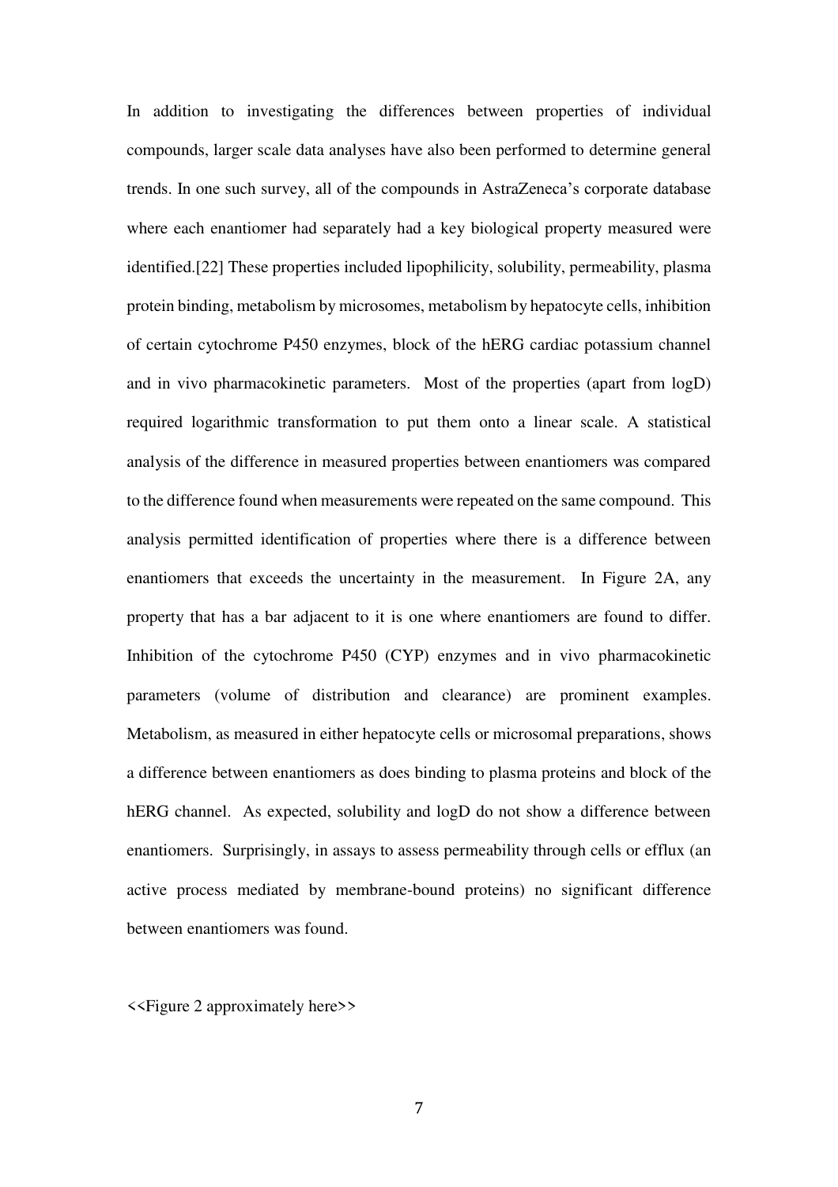In addition to investigating the differences between properties of individual compounds, larger scale data analyses have also been performed to determine general trends. In one such survey, all of the compounds in AstraZeneca's corporate database where each enantiomer had separately had a key biological property measured were identified.[22] These properties included lipophilicity, solubility, permeability, plasma protein binding, metabolism by microsomes, metabolism by hepatocyte cells, inhibition of certain cytochrome P450 enzymes, block of the hERG cardiac potassium channel and in vivo pharmacokinetic parameters. Most of the properties (apart from logD) required logarithmic transformation to put them onto a linear scale. A statistical analysis of the difference in measured properties between enantiomers was compared to the difference found when measurements were repeated on the same compound. This analysis permitted identification of properties where there is a difference between enantiomers that exceeds the uncertainty in the measurement. In Figure 2A, any property that has a bar adjacent to it is one where enantiomers are found to differ. Inhibition of the cytochrome P450 (CYP) enzymes and in vivo pharmacokinetic parameters (volume of distribution and clearance) are prominent examples. Metabolism, as measured in either hepatocyte cells or microsomal preparations, shows a difference between enantiomers as does binding to plasma proteins and block of the hERG channel. As expected, solubility and logD do not show a difference between enantiomers. Surprisingly, in assays to assess permeability through cells or efflux (an active process mediated by membrane-bound proteins) no significant difference between enantiomers was found.

<<Figure 2 approximately here>>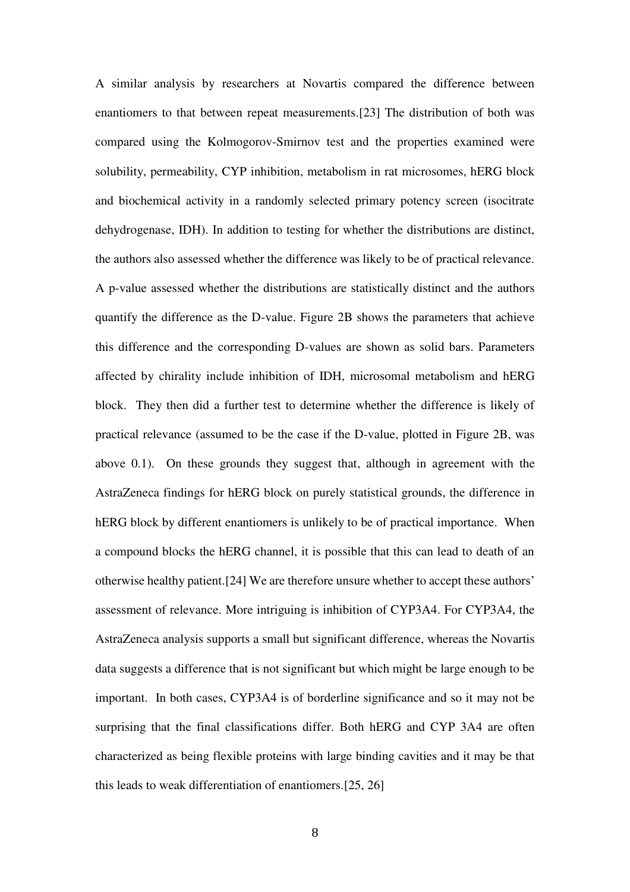A similar analysis by researchers at Novartis compared the difference between enantiomers to that between repeat measurements.[23] The distribution of both was compared using the Kolmogorov-Smirnov test and the properties examined were solubility, permeability, CYP inhibition, metabolism in rat microsomes, hERG block and biochemical activity in a randomly selected primary potency screen (isocitrate dehydrogenase, IDH). In addition to testing for whether the distributions are distinct, the authors also assessed whether the difference was likely to be of practical relevance. A p-value assessed whether the distributions are statistically distinct and the authors quantify the difference as the D-value. Figure 2B shows the parameters that achieve this difference and the corresponding D-values are shown as solid bars. Parameters affected by chirality include inhibition of IDH, microsomal metabolism and hERG block. They then did a further test to determine whether the difference is likely of practical relevance (assumed to be the case if the D-value, plotted in Figure 2B, was above 0.1). On these grounds they suggest that, although in agreement with the AstraZeneca findings for hERG block on purely statistical grounds, the difference in hERG block by different enantiomers is unlikely to be of practical importance. When a compound blocks the hERG channel, it is possible that this can lead to death of an otherwise healthy patient.[24] We are therefore unsure whether to accept these authors' assessment of relevance. More intriguing is inhibition of CYP3A4. For CYP3A4, the AstraZeneca analysis supports a small but significant difference, whereas the Novartis data suggests a difference that is not significant but which might be large enough to be important. In both cases, CYP3A4 is of borderline significance and so it may not be surprising that the final classifications differ. Both hERG and CYP 3A4 are often characterized as being flexible proteins with large binding cavities and it may be that this leads to weak differentiation of enantiomers.[25, 26]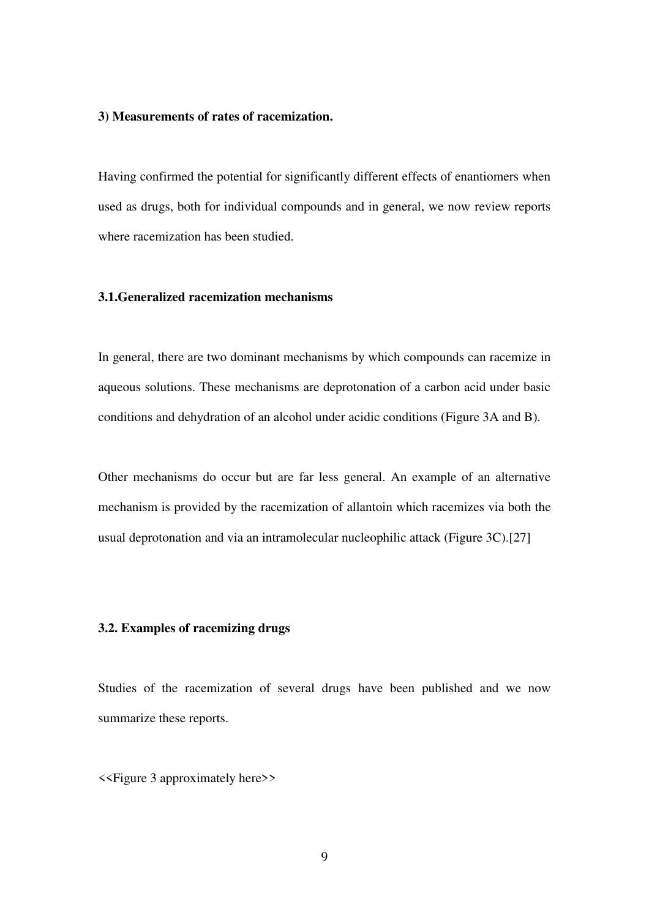**3) Measurements of rates of racemization.**

Having confirmed the potential for significantly different effects of enantiomers when used as drugs, both for individual compounds and in general, we now review reports where racemization has been studied.

**3.1.Generalized racemization mechanisms**

In general, there are two dominant mechanisms by which compounds can racemize in aqueous solutions. These mechanisms are deprotonation of a carbon acid under basic conditions and dehydration of an alcohol under acidic conditions (Figure 3A and B).

Other mechanisms do occur but are far less general. An example of an alternative mechanism is provided by the racemization of allantoin which racemizes via both the usual deprotonation and via an intramolecular nucleophilic attack (Figure 3C).[27]

**3.2. Examples of racemizing drugs**

Studies of the racemization of several drugs have been published and we now summarize these reports.

<<Figure 3 approximately here>>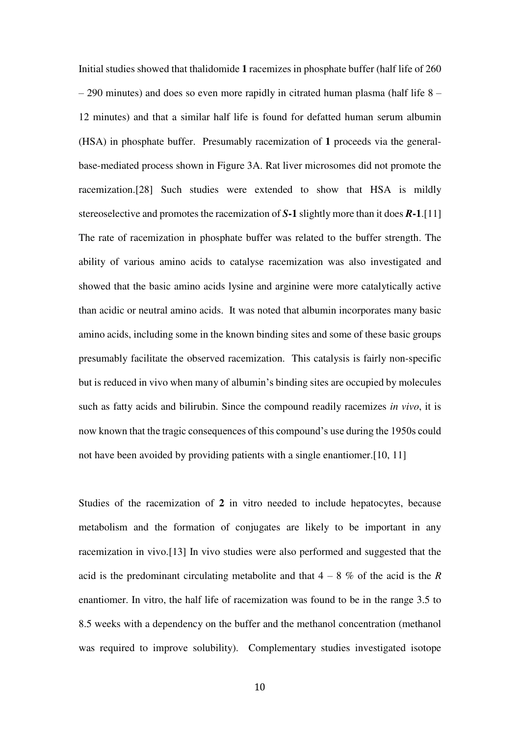Initial studies showed that thalidomide **1** racemizes in phosphate buffer (half life of 260 – 290 minutes) and does so even more rapidly in citrated human plasma (half life 8 – 12 minutes) and that a similar half life is found for defatted human serum albumin (HSA) in phosphate buffer. Presumably racemization of **1** proceeds via the general-base-mediated process shown in Figure 3A. Rat liver microsomes did not promote the racemization.[28] Such studies were extended to show that HSA is mildly stereoselective and promotes the racemization of ***S*-1** slightly more than it does ***R*-1**.[11] The rate of racemization in phosphate buffer was related to the buffer strength. The ability of various amino acids to catalyse racemization was also investigated and showed that the basic amino acids lysine and arginine were more catalytically active than acidic or neutral amino acids. It was noted that albumin incorporates many basic amino acids, including some in the known binding sites and some of these basic groups presumably facilitate the observed racemization. This catalysis is fairly non-specific but is reduced in vivo when many of albumin's binding sites are occupied by molecules such as fatty acids and bilirubin. Since the compound readily racemizes *in vivo*, it is now known that the tragic consequences of this compound's use during the 1950s could not have been avoided by providing patients with a single enantiomer.[10, 11]

Studies of the racemization of **2** in vitro needed to include hepatocytes, because metabolism and the formation of conjugates are likely to be important in any racemization in vivo.[13] In vivo studies were also performed and suggested that the acid is the predominant circulating metabolite and that 4 – 8 % of the acid is the *R* enantiomer. In vitro, the half life of racemization was found to be in the range 3.5 to 8.5 weeks with a dependency on the buffer and the methanol concentration (methanol was required to improve solubility). Complementary studies investigated isotope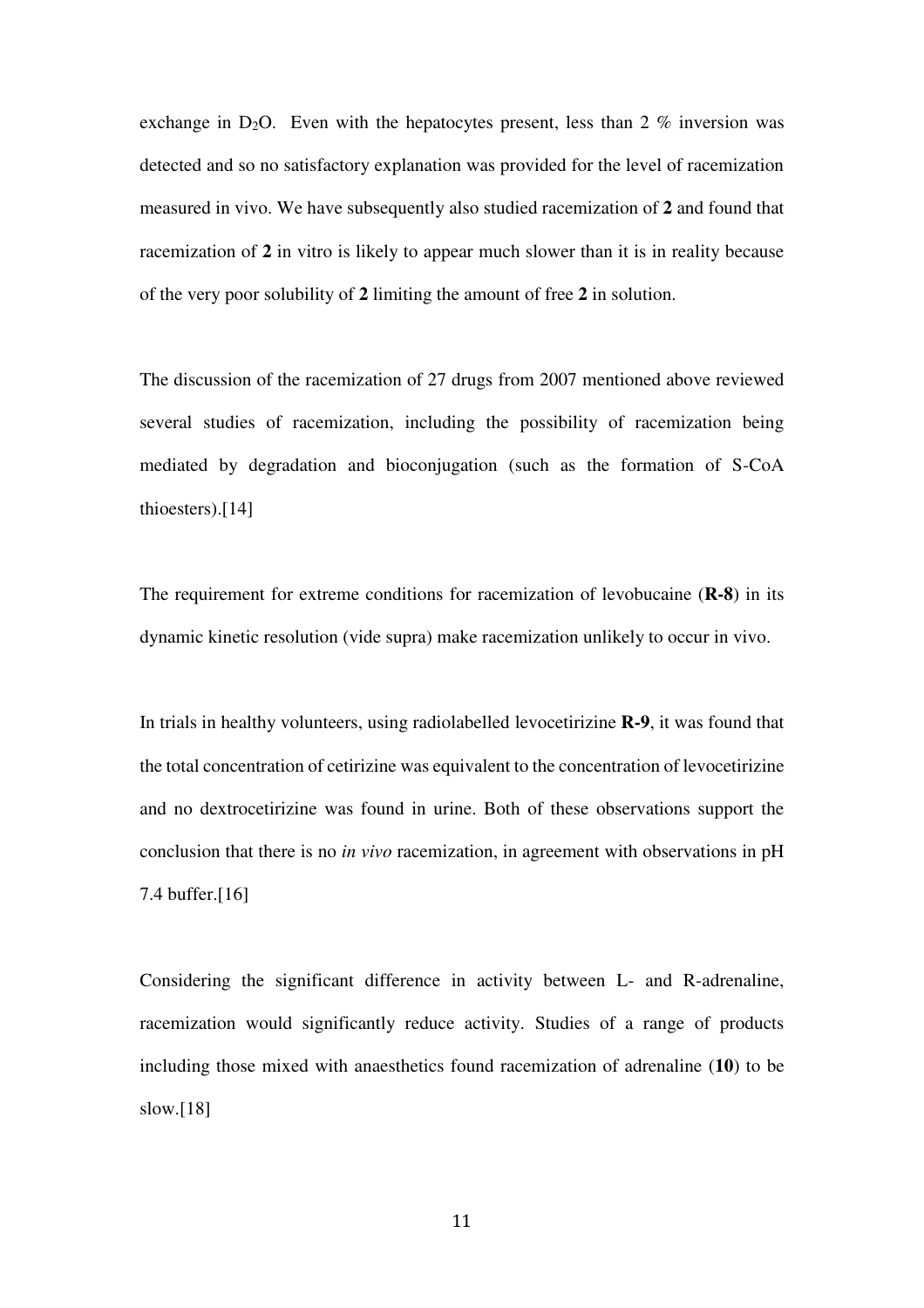exchange in $D_2O$. Even with the hepatocytes present, less than 2 % inversion was detected and so no satisfactory explanation was provided for the level of racemization measured in vivo. We have subsequently also studied racemization of **2** and found that racemization of **2** in vitro is likely to appear much slower than it is in reality because of the very poor solubility of **2** limiting the amount of free **2** in solution.

The discussion of the racemization of 27 drugs from 2007 mentioned above reviewed several studies of racemization, including the possibility of racemization being mediated by degradation and bioconjugation (such as the formation of S-CoA thioesters).[14]

The requirement for extreme conditions for racemization of levobucaine (**R-8**) in its dynamic kinetic resolution (vide supra) make racemization unlikely to occur in vivo.

In trials in healthy volunteers, using radiolabelled levocetirizine **R-9**, it was found that the total concentration of cetirizine was equivalent to the concentration of levocetirizine and no dextrocetirizine was found in urine. Both of these observations support the conclusion that there is no *in vivo* racemization, in agreement with observations in pH 7.4 buffer.[16]

Considering the significant difference in activity between L- and R-adrenaline, racemization would significantly reduce activity. Studies of a range of products including those mixed with anaesthetics found racemization of adrenaline (**10**) to be slow.[18]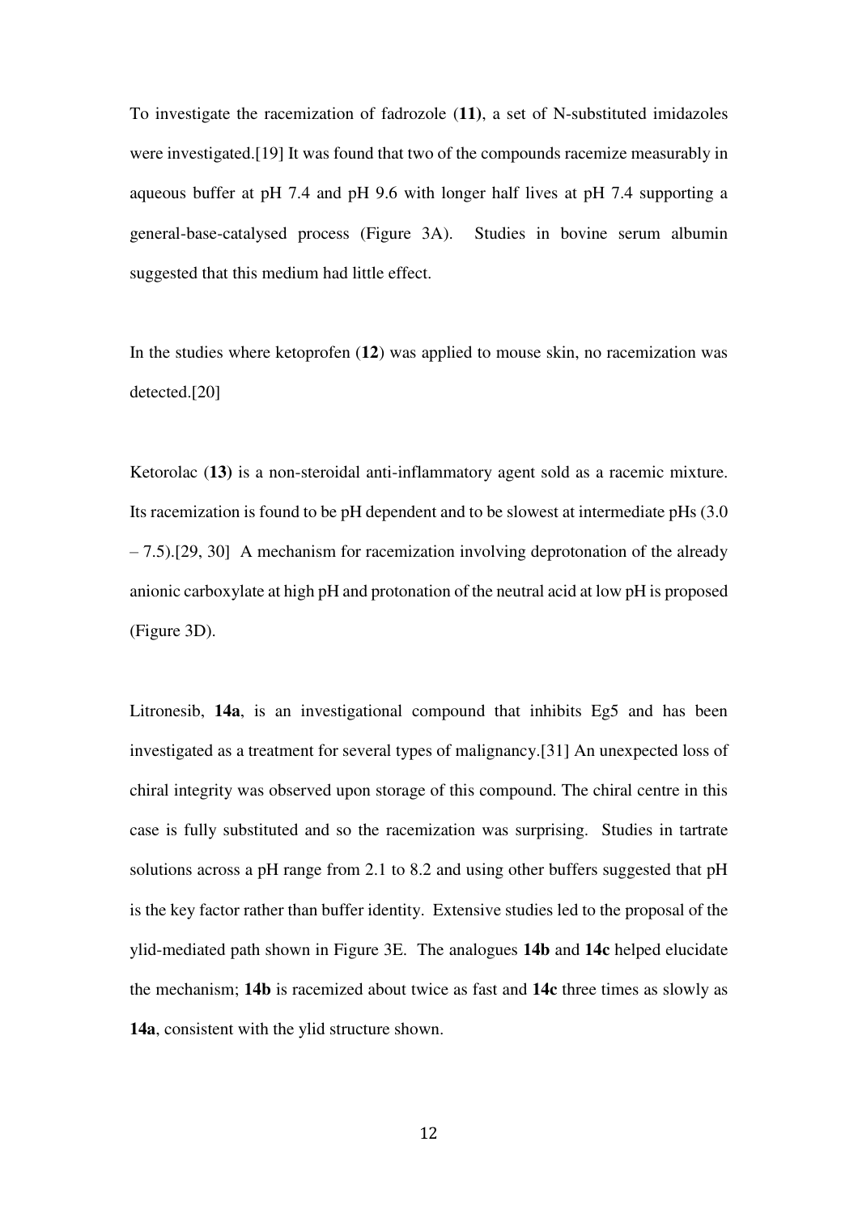To investigate the racemization of fadrozole (**11**), a set of N-substituted imidazoles were investigated.[19] It was found that two of the compounds racemize measurably in aqueous buffer at pH 7.4 and pH 9.6 with longer half lives at pH 7.4 supporting a general-base-catalysed process (Figure 3A). Studies in bovine serum albumin suggested that this medium had little effect.

In the studies where ketoprofen (**12**) was applied to mouse skin, no racemization was detected.[20]

Ketorolac (**13**) is a non-steroidal anti-inflammatory agent sold as a racemic mixture. Its racemization is found to be pH dependent and to be slowest at intermediate pHs (3.0 – 7.5).[29, 30] A mechanism for racemization involving deprotonation of the already anionic carboxylate at high pH and protonation of the neutral acid at low pH is proposed (Figure 3D).

Litronesib, **14a**, is an investigational compound that inhibits Eg5 and has been investigated as a treatment for several types of malignancy.[31] An unexpected loss of chiral integrity was observed upon storage of this compound. The chiral centre in this case is fully substituted and so the racemization was surprising. Studies in tartrate solutions across a pH range from 2.1 to 8.2 and using other buffers suggested that pH is the key factor rather than buffer identity. Extensive studies led to the proposal of the ylid-mediated path shown in Figure 3E. The analogues **14b** and **14c** helped elucidate the mechanism; **14b** is racemized about twice as fast and **14c** three times as slowly as **14a**, consistent with the ylid structure shown.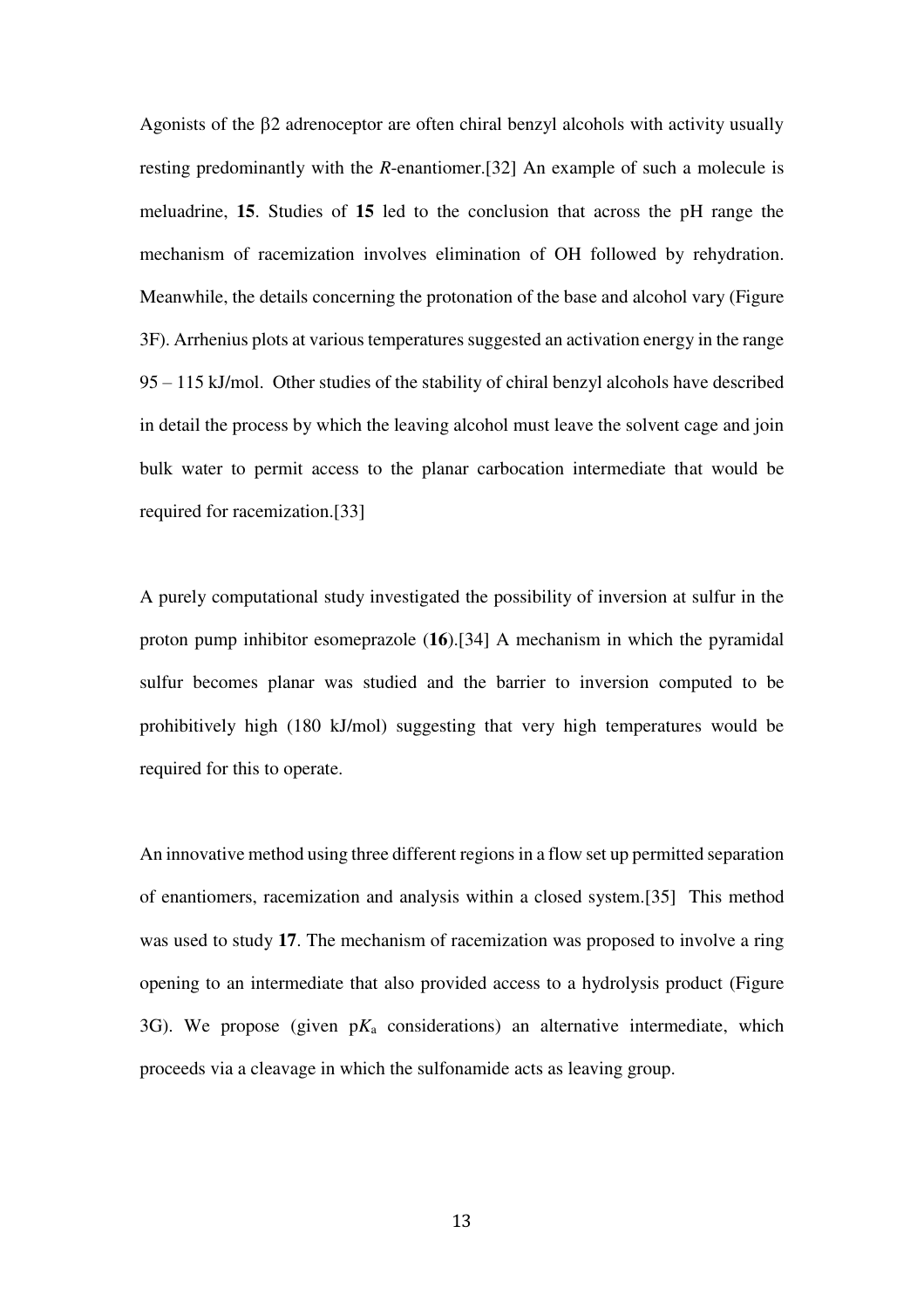Agonists of the β2 adrenoceptor are often chiral benzyl alcohols with activity usually resting predominantly with the *R*-enantiomer.[32] An example of such a molecule is meluadrine, **15**. Studies of **15** led to the conclusion that across the pH range the mechanism of racemization involves elimination of OH followed by rehydration. Meanwhile, the details concerning the protonation of the base and alcohol vary (Figure 3F). Arrhenius plots at various temperatures suggested an activation energy in the range 95 – 115 kJ/mol. Other studies of the stability of chiral benzyl alcohols have described in detail the process by which the leaving alcohol must leave the solvent cage and join bulk water to permit access to the planar carbocation intermediate that would be required for racemization.[33]

A purely computational study investigated the possibility of inversion at sulfur in the proton pump inhibitor esomeprazole (**16**).[34] A mechanism in which the pyramidal sulfur becomes planar was studied and the barrier to inversion computed to be prohibitively high (180 kJ/mol) suggesting that very high temperatures would be required for this to operate.

An innovative method using three different regions in a flow set up permitted separation of enantiomers, racemization and analysis within a closed system.[35] This method was used to study **17**. The mechanism of racemization was proposed to involve a ring opening to an intermediate that also provided access to a hydrolysis product (Figure 3G). We propose (given p$K_a$ considerations) an alternative intermediate, which proceeds via a cleavage in which the sulfonamide acts as leaving group.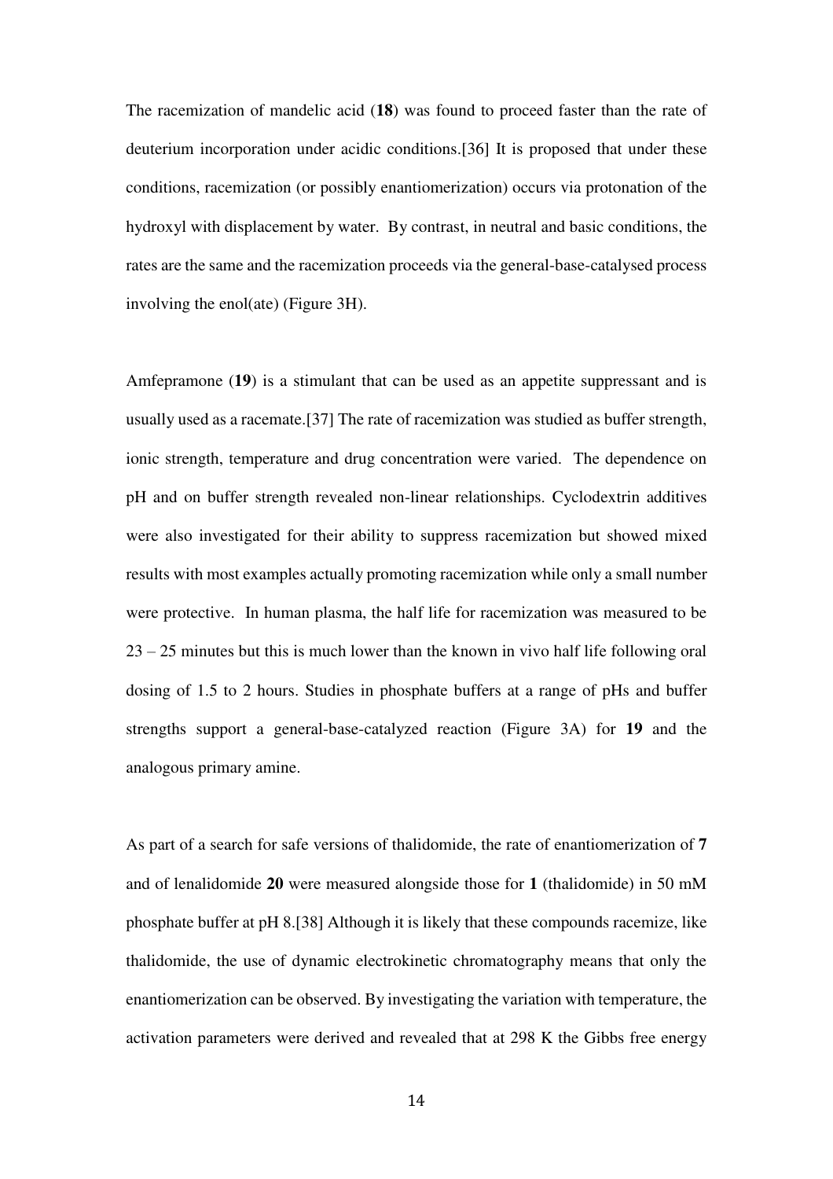The racemization of mandelic acid (**18**) was found to proceed faster than the rate of deuterium incorporation under acidic conditions.[36] It is proposed that under these conditions, racemization (or possibly enantiomerization) occurs via protonation of the hydroxyl with displacement by water. By contrast, in neutral and basic conditions, the rates are the same and the racemization proceeds via the general-base-catalysed process involving the enol(ate) (Figure 3H).

Amfepramone (**19**) is a stimulant that can be used as an appetite suppressant and is usually used as a racemate.[37] The rate of racemization was studied as buffer strength, ionic strength, temperature and drug concentration were varied. The dependence on pH and on buffer strength revealed non-linear relationships. Cyclodextrin additives were also investigated for their ability to suppress racemization but showed mixed results with most examples actually promoting racemization while only a small number were protective. In human plasma, the half life for racemization was measured to be 23 – 25 minutes but this is much lower than the known in vivo half life following oral dosing of 1.5 to 2 hours. Studies in phosphate buffers at a range of pHs and buffer strengths support a general-base-catalyzed reaction (Figure 3A) for **19** and the analogous primary amine.

As part of a search for safe versions of thalidomide, the rate of enantiomerization of **7** and of lenalidomide **20** were measured alongside those for **1** (thalidomide) in 50 mM phosphate buffer at pH 8.[38] Although it is likely that these compounds racemize, like thalidomide, the use of dynamic electrokinetic chromatography means that only the enantiomerization can be observed. By investigating the variation with temperature, the activation parameters were derived and revealed that at 298 K the Gibbs free energy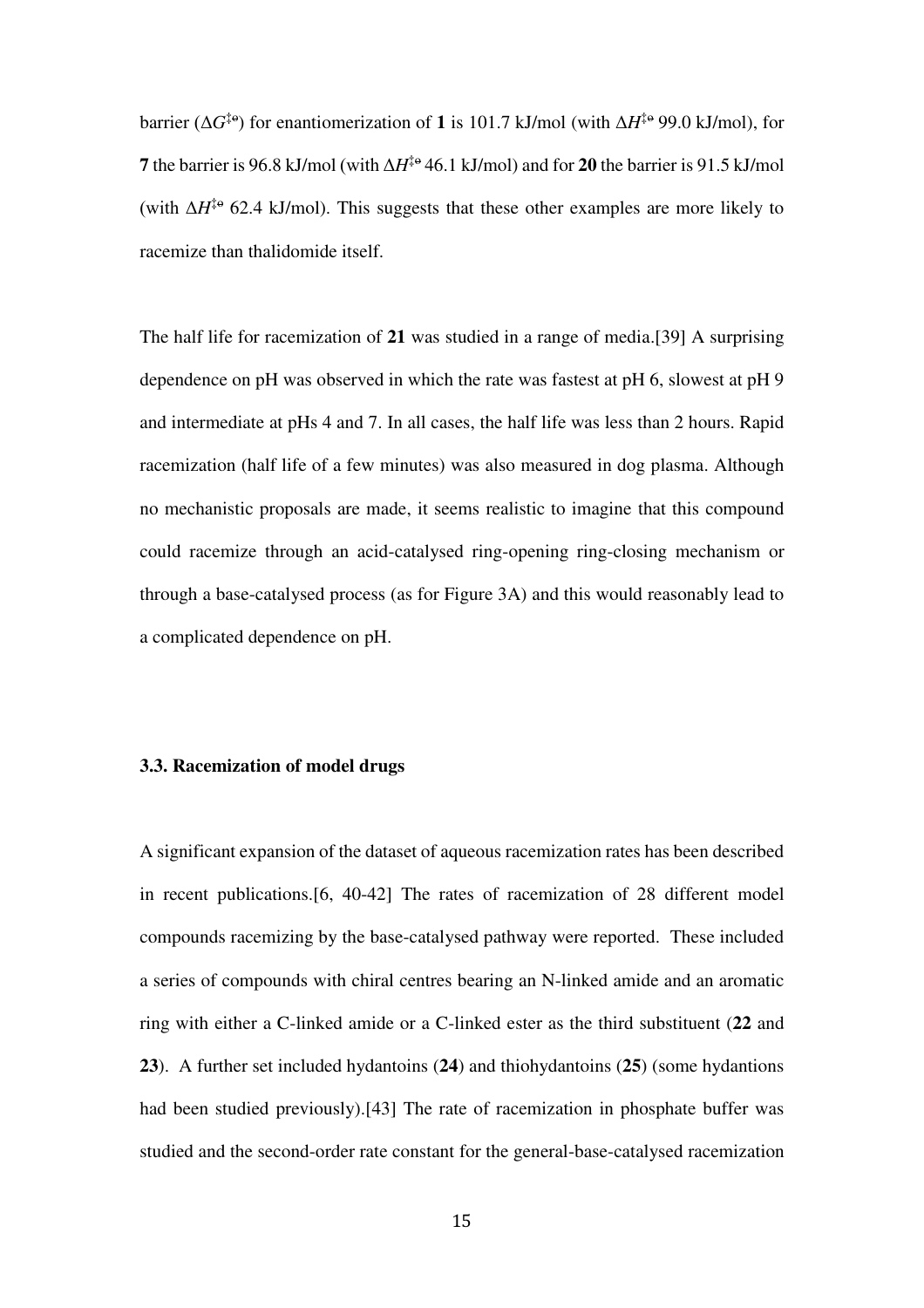barrier ($\Delta G^{\ddagger\ominus}$) for enantiomerization of **1** is 101.7 kJ/mol (with $\Delta H^{\ddagger\ominus}$ 99.0 kJ/mol), for **7** the barrier is 96.8 kJ/mol (with $\Delta H^{\ddagger\ominus}$ 46.1 kJ/mol) and for **20** the barrier is 91.5 kJ/mol (with $\Delta H^{\ddagger\ominus}$ 62.4 kJ/mol). This suggests that these other examples are more likely to racemize than thalidomide itself.

The half life for racemization of **21** was studied in a range of media.[39] A surprising dependence on pH was observed in which the rate was fastest at pH 6, slowest at pH 9 and intermediate at pHs 4 and 7. In all cases, the half life was less than 2 hours. Rapid racemization (half life of a few minutes) was also measured in dog plasma. Although no mechanistic proposals are made, it seems realistic to imagine that this compound could racemize through an acid-catalysed ring-opening ring-closing mechanism or through a base-catalysed process (as for Figure 3A) and this would reasonably lead to a complicated dependence on pH.

### 3.3. Racemization of model drugs

A significant expansion of the dataset of aqueous racemization rates has been described in recent publications.[6, 40-42] The rates of racemization of 28 different model compounds racemizing by the base-catalysed pathway were reported. These included a series of compounds with chiral centres bearing an N-linked amide and an aromatic ring with either a C-linked amide or a C-linked ester as the third substituent (**22** and **23**). A further set included hydantoins (**24**) and thiohydantoins (**25**) (some hydantions had been studied previously).[43] The rate of racemization in phosphate buffer was studied and the second-order rate constant for the general-base-catalysed racemization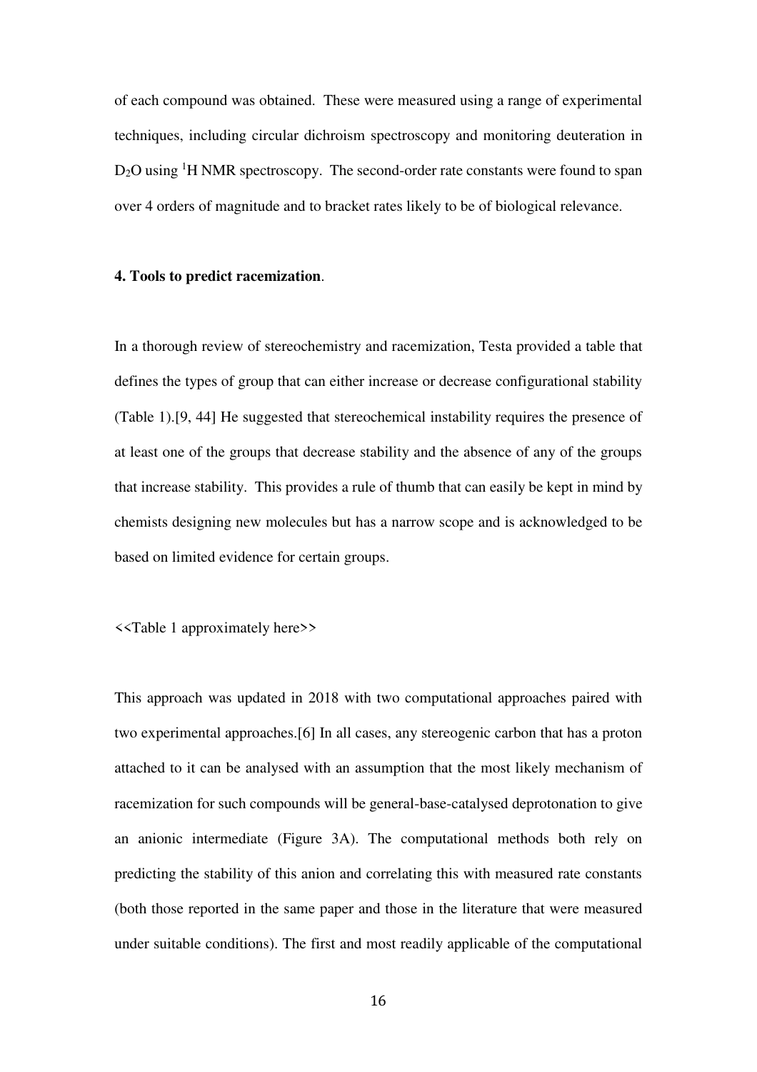of each compound was obtained. These were measured using a range of experimental techniques, including circular dichroism spectroscopy and monitoring deuteration in $D_2O$ using $^1$H NMR spectroscopy. The second-order rate constants were found to span over 4 orders of magnitude and to bracket rates likely to be of biological relevance.

**4. Tools to predict racemization**.

In a thorough review of stereochemistry and racemization, Testa provided a table that defines the types of group that can either increase or decrease configurational stability (Table 1).[9, 44] He suggested that stereochemical instability requires the presence of at least one of the groups that decrease stability and the absence of any of the groups that increase stability. This provides a rule of thumb that can easily be kept in mind by chemists designing new molecules but has a narrow scope and is acknowledged to be based on limited evidence for certain groups.

<<Table 1 approximately here>>

This approach was updated in 2018 with two computational approaches paired with two experimental approaches.[6] In all cases, any stereogenic carbon that has a proton attached to it can be analysed with an assumption that the most likely mechanism of racemization for such compounds will be general-base-catalysed deprotonation to give an anionic intermediate (Figure 3A). The computational methods both rely on predicting the stability of this anion and correlating this with measured rate constants (both those reported in the same paper and those in the literature that were measured under suitable conditions). The first and most readily applicable of the computational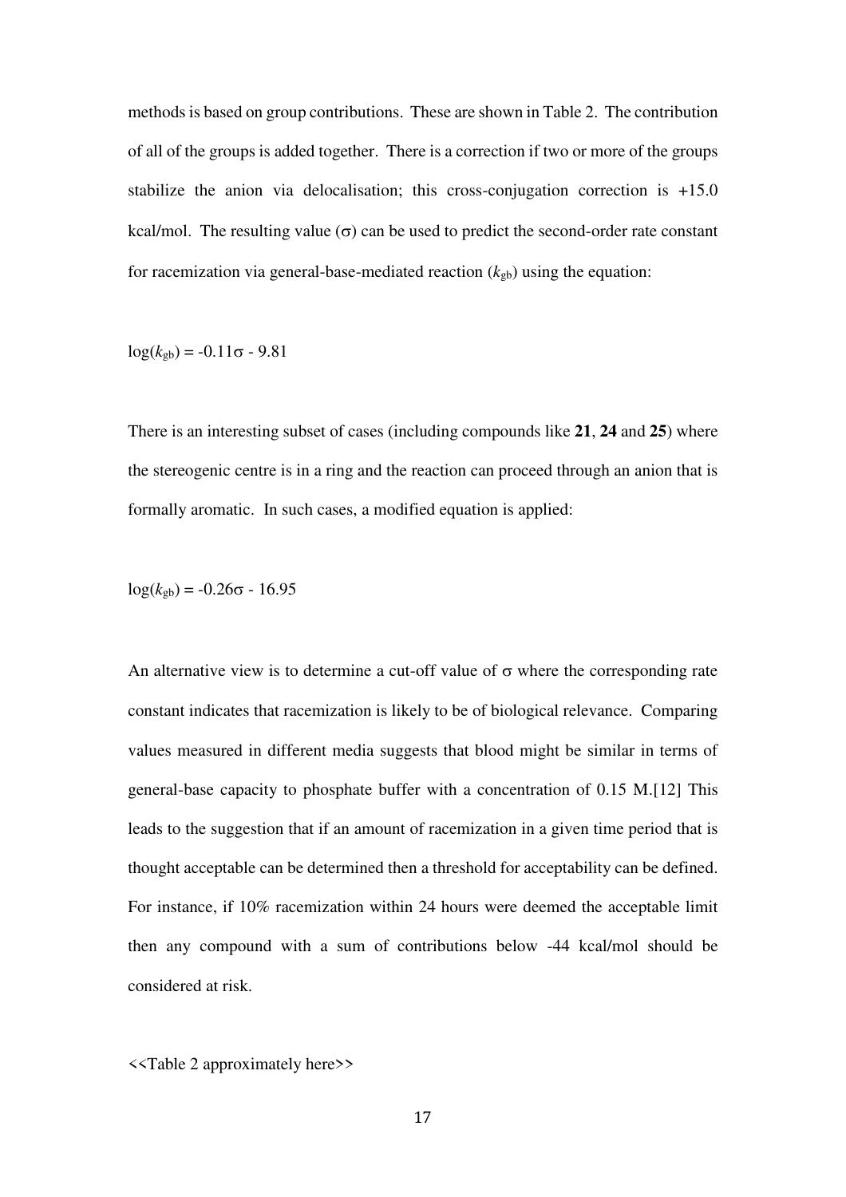methods is based on group contributions. These are shown in Table 2. The contribution of all of the groups is added together. There is a correction if two or more of the groups stabilize the anion via delocalisation; this cross-conjugation correction is +15.0 kcal/mol. The resulting value ($\sigma$) can be used to predict the second-order rate constant for racemization via general-base-mediated reaction ($k_{gb}$) using the equation:

$$\log(k_{gb}) = -0.11\sigma - 9.81$$

There is an interesting subset of cases (including compounds like **21**, **24** and **25**) where the stereogenic centre is in a ring and the reaction can proceed through an anion that is formally aromatic. In such cases, a modified equation is applied:

$$\log(k_{gb}) = -0.26\sigma - 16.95$$

An alternative view is to determine a cut-off value of $\sigma$ where the corresponding rate constant indicates that racemization is likely to be of biological relevance. Comparing values measured in different media suggests that blood might be similar in terms of general-base capacity to phosphate buffer with a concentration of 0.15 M.[12] This leads to the suggestion that if an amount of racemization in a given time period that is thought acceptable can be determined then a threshold for acceptability can be defined. For instance, if 10% racemization within 24 hours were deemed the acceptable limit then any compound with a sum of contributions below -44 kcal/mol should be considered at risk.

<<Table 2 approximately here>>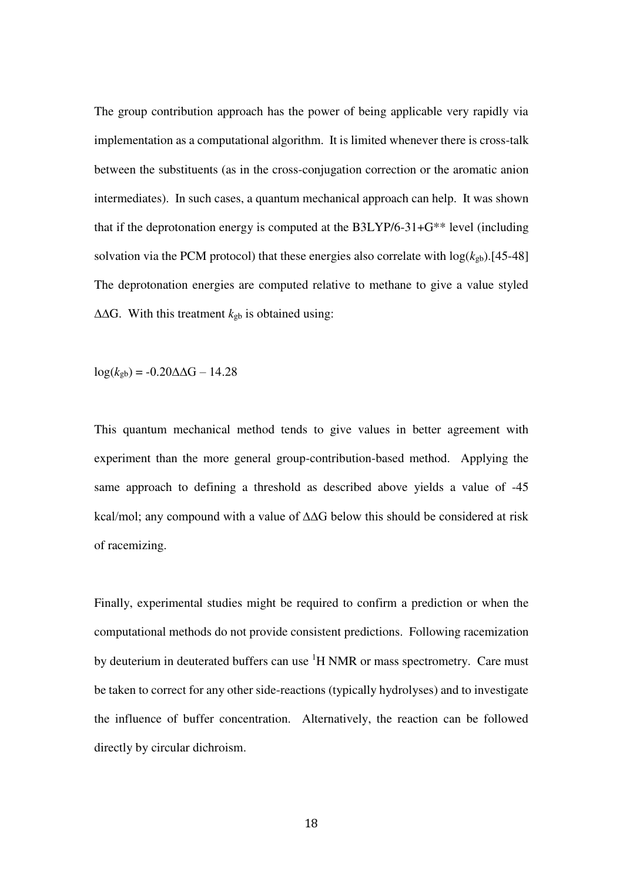The group contribution approach has the power of being applicable very rapidly via implementation as a computational algorithm. It is limited whenever there is cross-talk between the substituents (as in the cross-conjugation correction or the aromatic anion intermediates). In such cases, a quantum mechanical approach can help. It was shown that if the deprotonation energy is computed at the B3LYP/6-31+G** level (including solvation via the PCM protocol) that these energies also correlate with $\log(k_{gb})$.[45-48] The deprotonation energies are computed relative to methane to give a value styled $\Delta\Delta G$. With this treatment $k_{gb}$ is obtained using:

$$\log(k_{gb}) = -0.20\Delta\Delta G - 14.28$$

This quantum mechanical method tends to give values in better agreement with experiment than the more general group-contribution-based method. Applying the same approach to defining a threshold as described above yields a value of -45 kcal/mol; any compound with a value of $\Delta\Delta G$ below this should be considered at risk of racemizing.

Finally, experimental studies might be required to confirm a prediction or when the computational methods do not provide consistent predictions. Following racemization by deuterium in deuterated buffers can use $^{1}$H NMR or mass spectrometry. Care must be taken to correct for any other side-reactions (typically hydrolyses) and to investigate the influence of buffer concentration. Alternatively, the reaction can be followed directly by circular dichroism.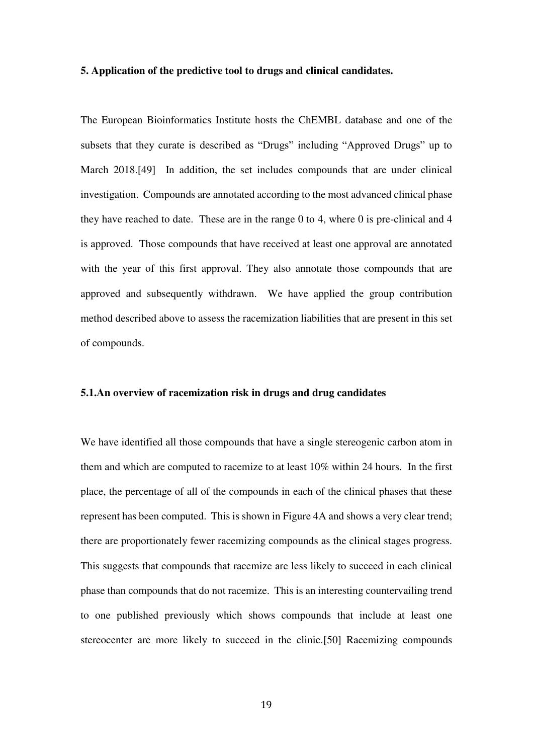### 5. Application of the predictive tool to drugs and clinical candidates.

The European Bioinformatics Institute hosts the ChEMBL database and one of the subsets that they curate is described as "Drugs" including "Approved Drugs" up to March 2018.[49] In addition, the set includes compounds that are under clinical investigation. Compounds are annotated according to the most advanced clinical phase they have reached to date. These are in the range 0 to 4, where 0 is pre-clinical and 4 is approved. Those compounds that have received at least one approval are annotated with the year of this first approval. They also annotate those compounds that are approved and subsequently withdrawn. We have applied the group contribution method described above to assess the racemization liabilities that are present in this set of compounds.

### 5.1.An overview of racemization risk in drugs and drug candidates

We have identified all those compounds that have a single stereogenic carbon atom in them and which are computed to racemize to at least 10% within 24 hours. In the first place, the percentage of all of the compounds in each of the clinical phases that these represent has been computed. This is shown in Figure 4A and shows a very clear trend; there are proportionately fewer racemizing compounds as the clinical stages progress. This suggests that compounds that racemize are less likely to succeed in each clinical phase than compounds that do not racemize. This is an interesting countervailing trend to one published previously which shows compounds that include at least one stereocenter are more likely to succeed in the clinic.[50] Racemizing compounds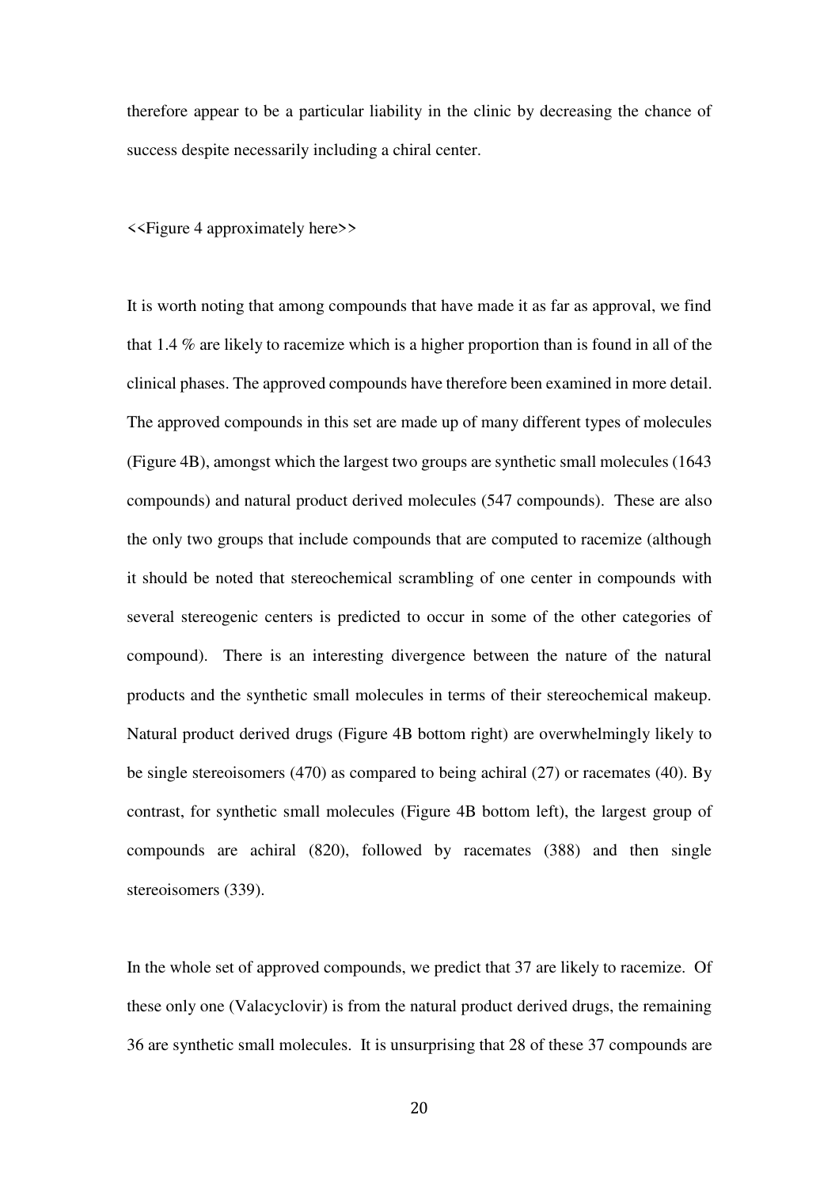therefore appear to be a particular liability in the clinic by decreasing the chance of success despite necessarily including a chiral center.

<<Figure 4 approximately here>>

It is worth noting that among compounds that have made it as far as approval, we find that 1.4 % are likely to racemize which is a higher proportion than is found in all of the clinical phases. The approved compounds have therefore been examined in more detail. The approved compounds in this set are made up of many different types of molecules (Figure 4B), amongst which the largest two groups are synthetic small molecules (1643 compounds) and natural product derived molecules (547 compounds). These are also the only two groups that include compounds that are computed to racemize (although it should be noted that stereochemical scrambling of one center in compounds with several stereogenic centers is predicted to occur in some of the other categories of compound). There is an interesting divergence between the nature of the natural products and the synthetic small molecules in terms of their stereochemical makeup. Natural product derived drugs (Figure 4B bottom right) are overwhelmingly likely to be single stereoisomers (470) as compared to being achiral (27) or racemates (40). By contrast, for synthetic small molecules (Figure 4B bottom left), the largest group of compounds are achiral (820), followed by racemates (388) and then single stereoisomers (339).

In the whole set of approved compounds, we predict that 37 are likely to racemize. Of these only one (Valacyclovir) is from the natural product derived drugs, the remaining 36 are synthetic small molecules. It is unsurprising that 28 of these 37 compounds are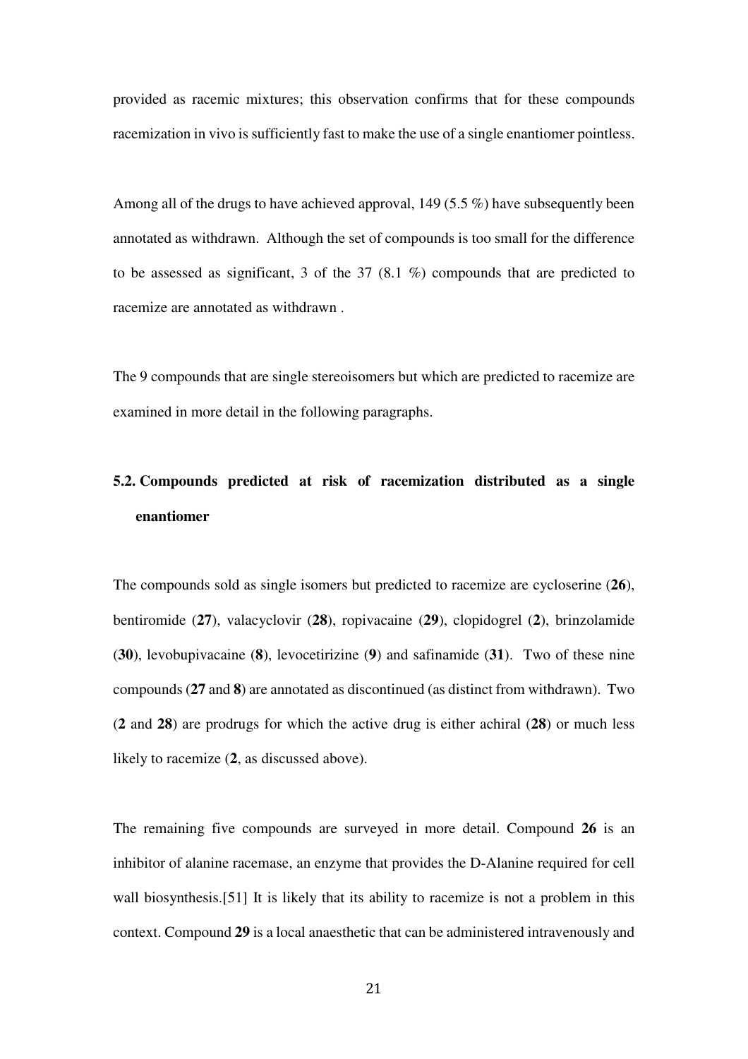provided as racemic mixtures; this observation confirms that for these compounds racemization in vivo is sufficiently fast to make the use of a single enantiomer pointless.

Among all of the drugs to have achieved approval, 149 (5.5 %) have subsequently been annotated as withdrawn. Although the set of compounds is too small for the difference to be assessed as significant, 3 of the 37 (8.1 %) compounds that are predicted to racemize are annotated as withdrawn .

The 9 compounds that are single stereoisomers but which are predicted to racemize are examined in more detail in the following paragraphs.

## 5.2. Compounds predicted at risk of racemization distributed as a single enantiomer

The compounds sold as single isomers but predicted to racemize are cycloserine (**26**), bentiromide (**27**), valacyclovir (**28**), ropivacaine (**29**), clopidogrel (**2**), brinzolamide (**30**), levobupivacaine (**8**), levocetirizine (**9**) and safinamide (**31**). Two of these nine compounds (**27** and **8**) are annotated as discontinued (as distinct from withdrawn). Two (**2** and **28**) are prodrugs for which the active drug is either achiral (**28**) or much less likely to racemize (**2**, as discussed above).

The remaining five compounds are surveyed in more detail. Compound **26** is an inhibitor of alanine racemase, an enzyme that provides the D-Alanine required for cell wall biosynthesis.[51] It is likely that its ability to racemize is not a problem in this context. Compound **29** is a local anaesthetic that can be administered intravenously and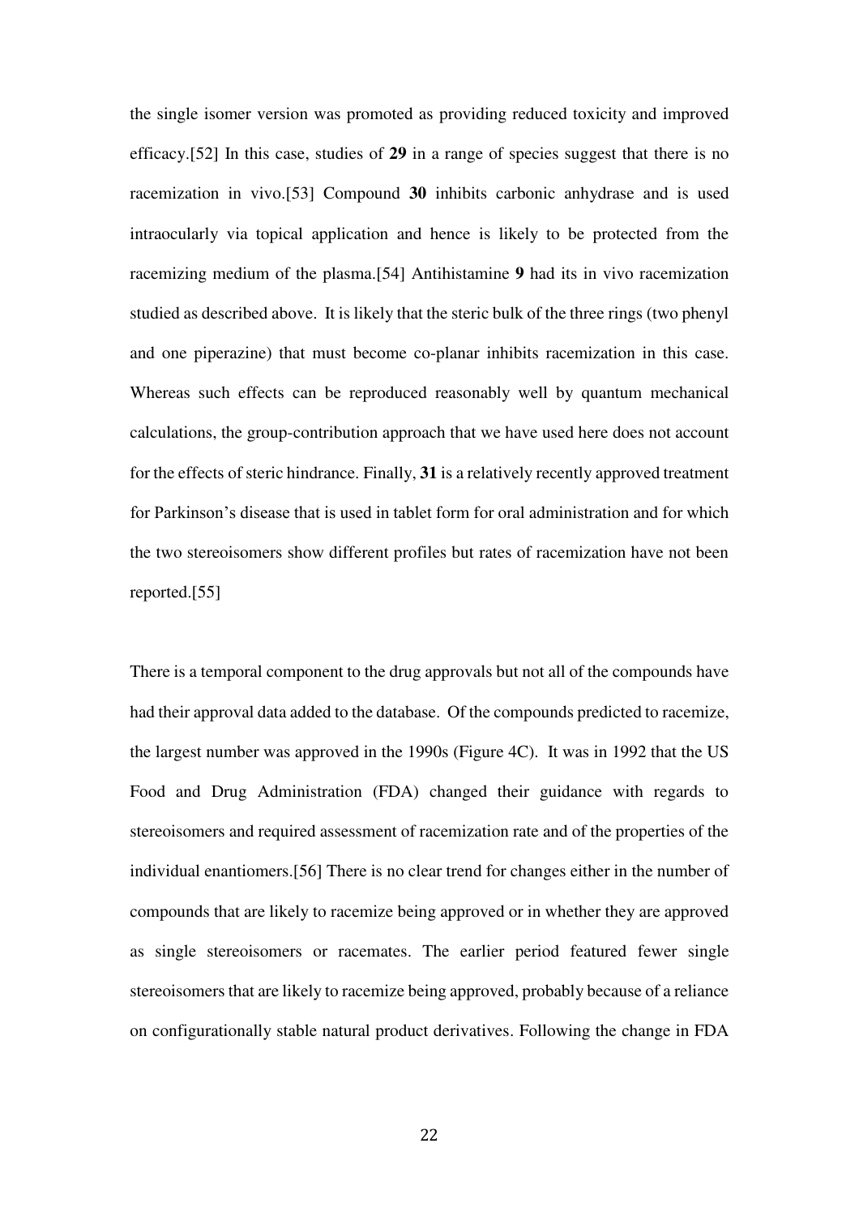the single isomer version was promoted as providing reduced toxicity and improved efficacy.[52] In this case, studies of **29** in a range of species suggest that there is no racemization in vivo.[53] Compound **30** inhibits carbonic anhydrase and is used intraocularly via topical application and hence is likely to be protected from the racemizing medium of the plasma.[54] Antihistamine **9** had its in vivo racemization studied as described above. It is likely that the steric bulk of the three rings (two phenyl and one piperazine) that must become co-planar inhibits racemization in this case. Whereas such effects can be reproduced reasonably well by quantum mechanical calculations, the group-contribution approach that we have used here does not account for the effects of steric hindrance. Finally, **31** is a relatively recently approved treatment for Parkinson's disease that is used in tablet form for oral administration and for which the two stereoisomers show different profiles but rates of racemization have not been reported.[55]

There is a temporal component to the drug approvals but not all of the compounds have had their approval data added to the database. Of the compounds predicted to racemize, the largest number was approved in the 1990s (Figure 4C). It was in 1992 that the US Food and Drug Administration (FDA) changed their guidance with regards to stereoisomers and required assessment of racemization rate and of the properties of the individual enantiomers.[56] There is no clear trend for changes either in the number of compounds that are likely to racemize being approved or in whether they are approved as single stereoisomers or racemates. The earlier period featured fewer single stereoisomers that are likely to racemize being approved, probably because of a reliance on configurationally stable natural product derivatives. Following the change in FDA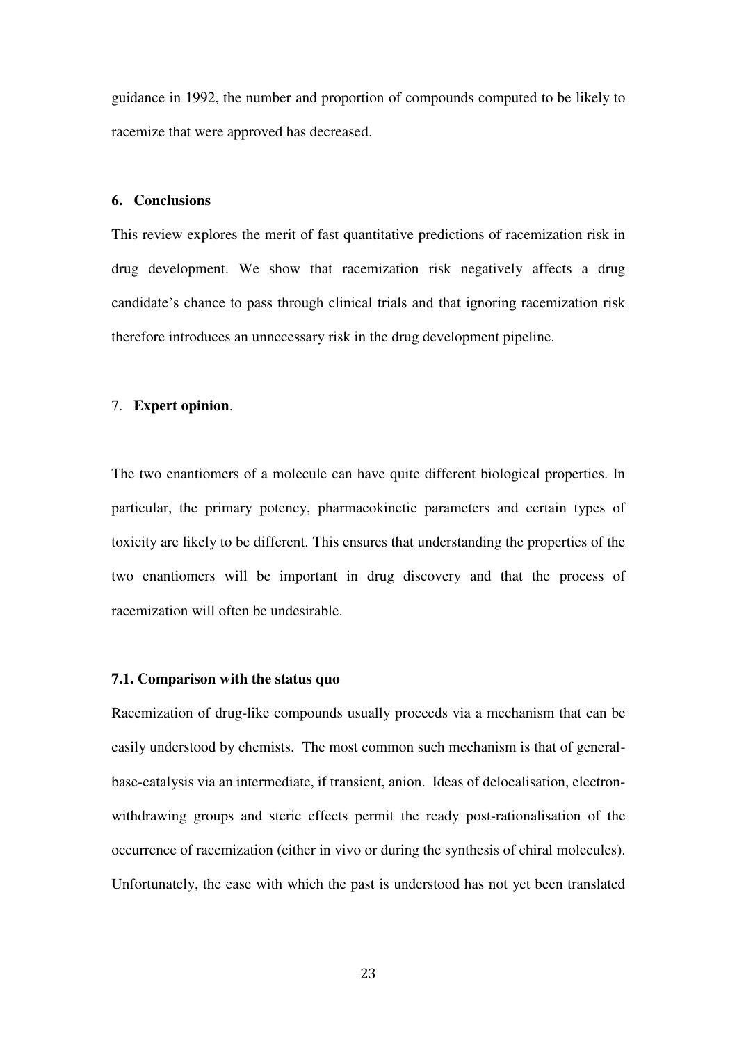guidance in 1992, the number and proportion of compounds computed to be likely to racemize that were approved has decreased.

## 6. Conclusions

This review explores the merit of fast quantitative predictions of racemization risk in drug development. We show that racemization risk negatively affects a drug candidate's chance to pass through clinical trials and that ignoring racemization risk therefore introduces an unnecessary risk in the drug development pipeline.

## 7. Expert opinion.

The two enantiomers of a molecule can have quite different biological properties. In particular, the primary potency, pharmacokinetic parameters and certain types of toxicity are likely to be different. This ensures that understanding the properties of the two enantiomers will be important in drug discovery and that the process of racemization will often be undesirable.

### 7.1. Comparison with the status quo

Racemization of drug-like compounds usually proceeds via a mechanism that can be easily understood by chemists. The most common such mechanism is that of general-base-catalysis via an intermediate, if transient, anion. Ideas of delocalisation, electron-withdrawing groups and steric effects permit the ready post-rationalisation of the occurrence of racemization (either in vivo or during the synthesis of chiral molecules). Unfortunately, the ease with which the past is understood has not yet been translated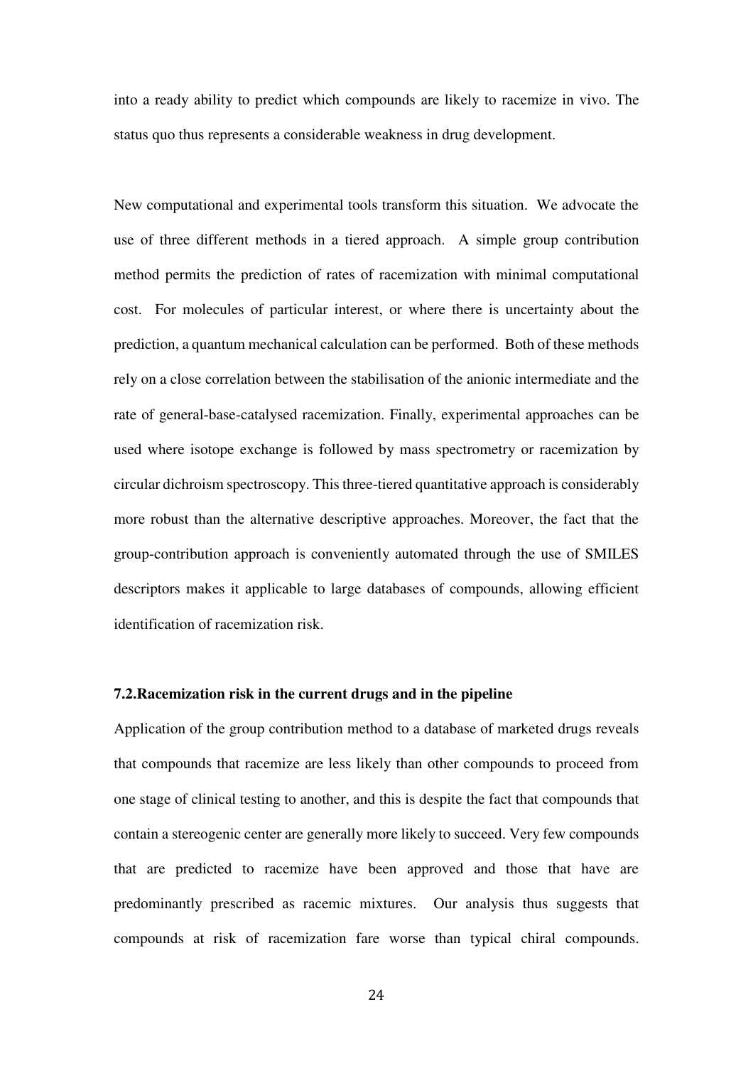into a ready ability to predict which compounds are likely to racemize in vivo. The status quo thus represents a considerable weakness in drug development.

New computational and experimental tools transform this situation. We advocate the use of three different methods in a tiered approach. A simple group contribution method permits the prediction of rates of racemization with minimal computational cost. For molecules of particular interest, or where there is uncertainty about the prediction, a quantum mechanical calculation can be performed. Both of these methods rely on a close correlation between the stabilisation of the anionic intermediate and the rate of general-base-catalysed racemization. Finally, experimental approaches can be used where isotope exchange is followed by mass spectrometry or racemization by circular dichroism spectroscopy. This three-tiered quantitative approach is considerably more robust than the alternative descriptive approaches. Moreover, the fact that the group-contribution approach is conveniently automated through the use of SMILES descriptors makes it applicable to large databases of compounds, allowing efficient identification of racemization risk.

### 7.2.Racemization risk in the current drugs and in the pipeline

Application of the group contribution method to a database of marketed drugs reveals that compounds that racemize are less likely than other compounds to proceed from one stage of clinical testing to another, and this is despite the fact that compounds that contain a stereogenic center are generally more likely to succeed. Very few compounds that are predicted to racemize have been approved and those that have are predominantly prescribed as racemic mixtures. Our analysis thus suggests that compounds at risk of racemization fare worse than typical chiral compounds.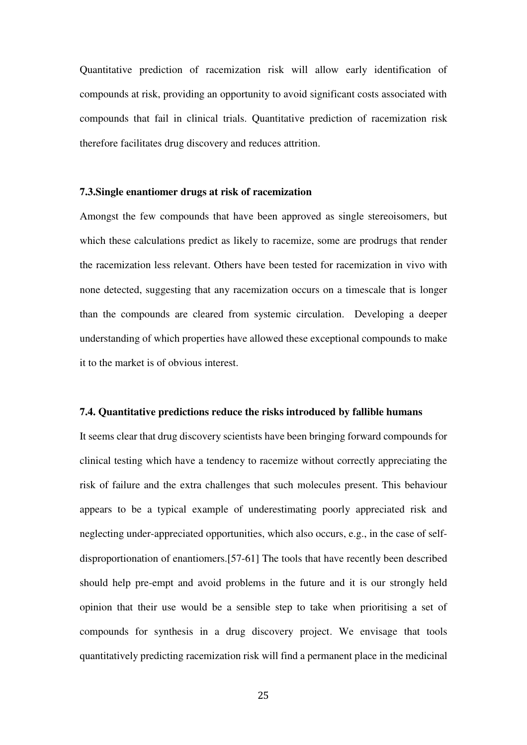Quantitative prediction of racemization risk will allow early identification of compounds at risk, providing an opportunity to avoid significant costs associated with compounds that fail in clinical trials. Quantitative prediction of racemization risk therefore facilitates drug discovery and reduces attrition.

### 7.3.Single enantiomer drugs at risk of racemization

Amongst the few compounds that have been approved as single stereoisomers, but which these calculations predict as likely to racemize, some are prodrugs that render the racemization less relevant. Others have been tested for racemization in vivo with none detected, suggesting that any racemization occurs on a timescale that is longer than the compounds are cleared from systemic circulation. Developing a deeper understanding of which properties have allowed these exceptional compounds to make it to the market is of obvious interest.

### 7.4. Quantitative predictions reduce the risks introduced by fallible humans

It seems clear that drug discovery scientists have been bringing forward compounds for clinical testing which have a tendency to racemize without correctly appreciating the risk of failure and the extra challenges that such molecules present. This behaviour appears to be a typical example of underestimating poorly appreciated risk and neglecting under-appreciated opportunities, which also occurs, e.g., in the case of self-disproportionation of enantiomers.[57-61] The tools that have recently been described should help pre-empt and avoid problems in the future and it is our strongly held opinion that their use would be a sensible step to take when prioritising a set of compounds for synthesis in a drug discovery project. We envisage that tools quantitatively predicting racemization risk will find a permanent place in the medicinal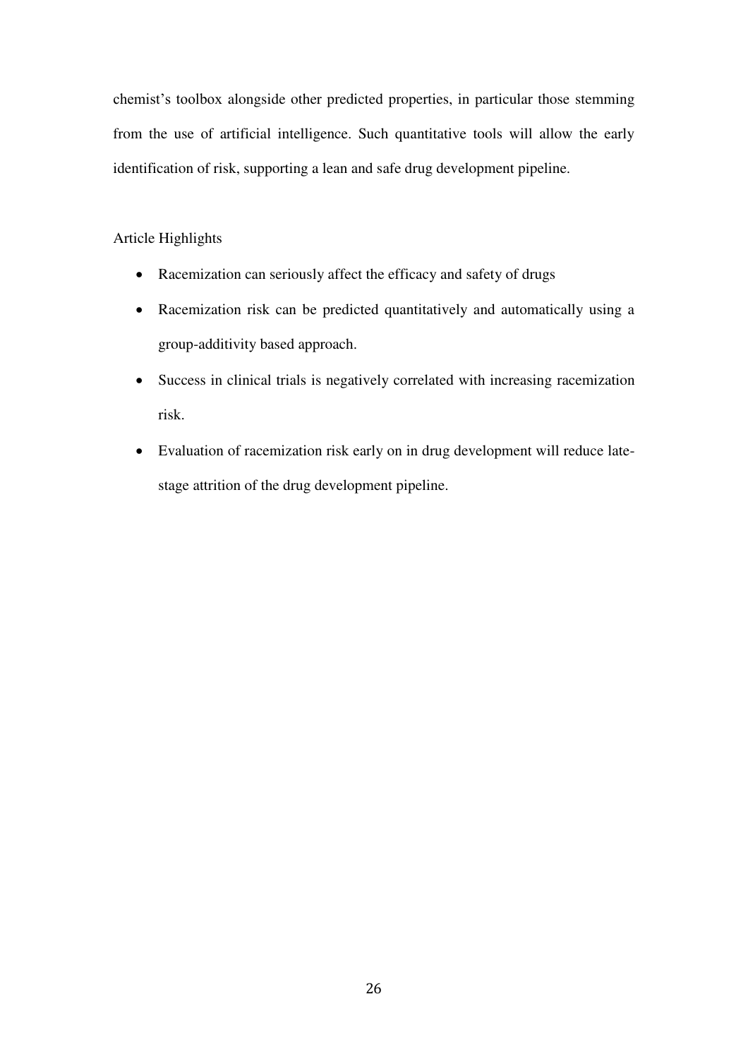chemist's toolbox alongside other predicted properties, in particular those stemming from the use of artificial intelligence. Such quantitative tools will allow the early identification of risk, supporting a lean and safe drug development pipeline.

## Article Highlights

- Racemization can seriously affect the efficacy and safety of drugs
- Racemization risk can be predicted quantitatively and automatically using a group-additivity based approach.
- Success in clinical trials is negatively correlated with increasing racemization risk.
- Evaluation of racemization risk early on in drug development will reduce late-stage attrition of the drug development pipeline.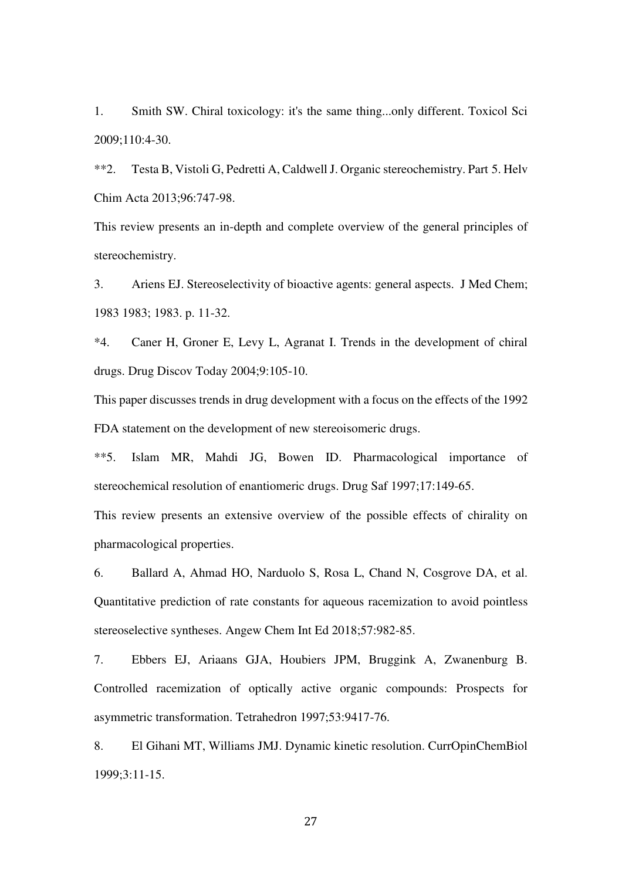1. Smith SW. Chiral toxicology: it's the same thing...only different. Toxicol Sci 2009;110:4-30.

**2. Testa B, Vistoli G, Pedretti A, Caldwell J. Organic stereochemistry. Part 5. Helv Chim Acta 2013;96:747-98.

This review presents an in-depth and complete overview of the general principles of stereochemistry.

3. Ariens EJ. Stereoselectivity of bioactive agents: general aspects. J Med Chem; 1983 1983; 1983. p. 11-32.

*4. Caner H, Groner E, Levy L, Agranat I. Trends in the development of chiral drugs. Drug Discov Today 2004;9:105-10.

This paper discusses trends in drug development with a focus on the effects of the 1992 FDA statement on the development of new stereoisomeric drugs.

**5. Islam MR, Mahdi JG, Bowen ID. Pharmacological importance of stereochemical resolution of enantiomeric drugs. Drug Saf 1997;17:149-65.

This review presents an extensive overview of the possible effects of chirality on pharmacological properties.

6. Ballard A, Ahmad HO, Narduolo S, Rosa L, Chand N, Cosgrove DA, et al. Quantitative prediction of rate constants for aqueous racemization to avoid pointless stereoselective syntheses. Angew Chem Int Ed 2018;57:982-85.

7. Ebbers EJ, Ariaans GJA, Houbiers JPM, Bruggink A, Zwanenburg B. Controlled racemization of optically active organic compounds: Prospects for asymmetric transformation. Tetrahedron 1997;53:9417-76.

8. El Gihani MT, Williams JMJ. Dynamic kinetic resolution. CurrOpinChemBiol 1999;3:11-15.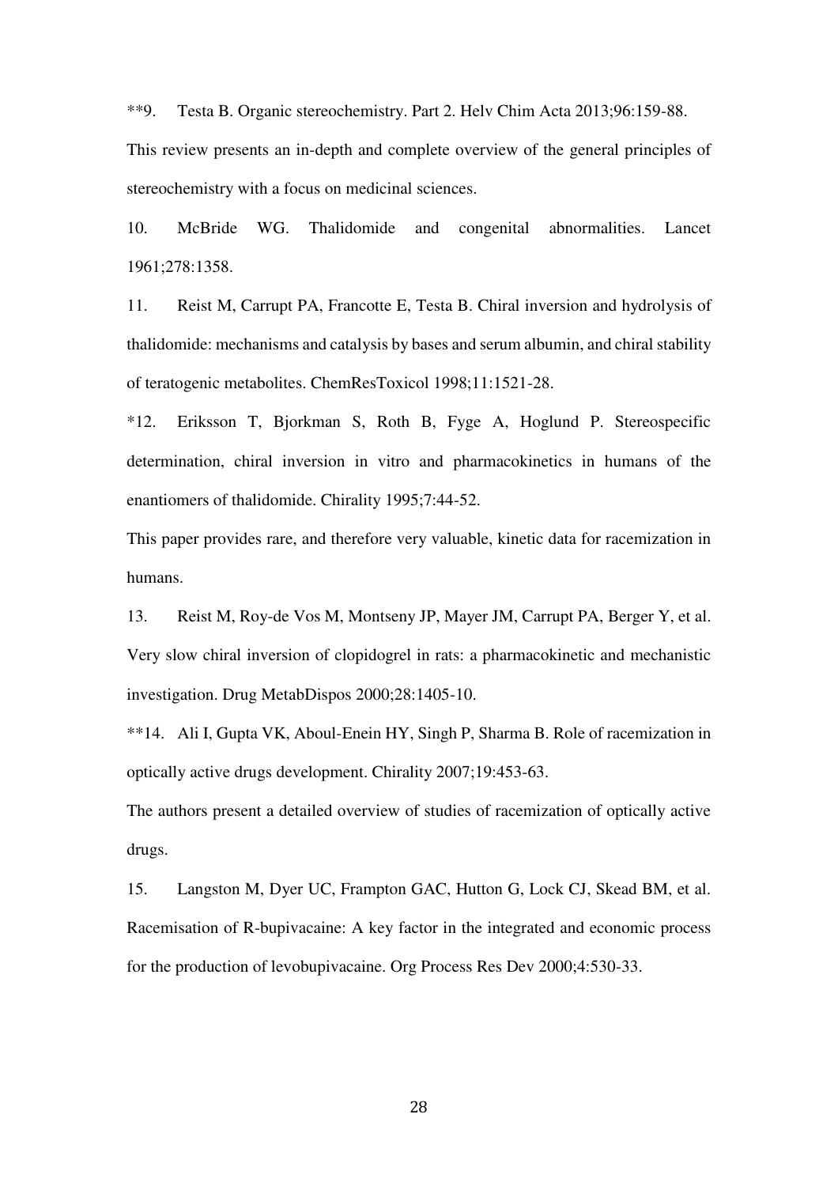**9. Testa B. Organic stereochemistry. Part 2. Helv Chim Acta 2013;96:159-88.

This review presents an in-depth and complete overview of the general principles of stereochemistry with a focus on medicinal sciences.

10. McBride WG. Thalidomide and congenital abnormalities. Lancet 1961;278:1358.

11. Reist M, Carrupt PA, Francotte E, Testa B. Chiral inversion and hydrolysis of thalidomide: mechanisms and catalysis by bases and serum albumin, and chiral stability of teratogenic metabolites. ChemResToxicol 1998;11:1521-28.

*12. Eriksson T, Bjorkman S, Roth B, Fyge A, Hoglund P. Stereospecific determination, chiral inversion in vitro and pharmacokinetics in humans of the enantiomers of thalidomide. Chirality 1995;7:44-52.

This paper provides rare, and therefore very valuable, kinetic data for racemization in humans.

13. Reist M, Roy-de Vos M, Montseny JP, Mayer JM, Carrupt PA, Berger Y, et al. Very slow chiral inversion of clopidogrel in rats: a pharmacokinetic and mechanistic investigation. Drug MetabDispos 2000;28:1405-10.

**14. Ali I, Gupta VK, Aboul-Enein HY, Singh P, Sharma B. Role of racemization in optically active drugs development. Chirality 2007;19:453-63.

The authors present a detailed overview of studies of racemization of optically active drugs.

15. Langston M, Dyer UC, Frampton GAC, Hutton G, Lock CJ, Skead BM, et al. Racemisation of R-bupivacaine: A key factor in the integrated and economic process for the production of levobupivacaine. Org Process Res Dev 2000;4:530-33.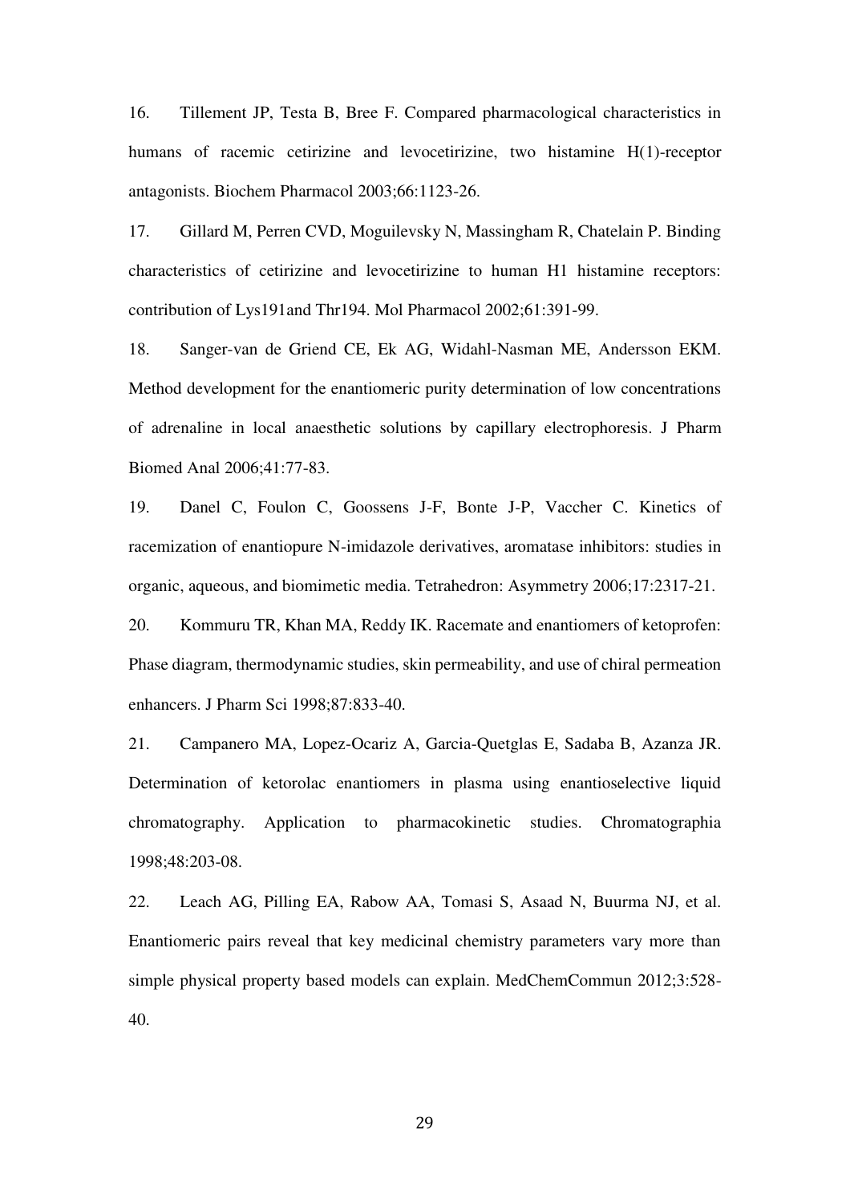16. Tillement JP, Testa B, Bree F. Compared pharmacological characteristics in humans of racemic cetirizine and levocetirizine, two histamine H(1)-receptor antagonists. Biochem Pharmacol 2003;66:1123-26.

17. Gillard M, Perren CVD, Moguilevsky N, Massingham R, Chatelain P. Binding characteristics of cetirizine and levocetirizine to human H1 histamine receptors: contribution of Lys191and Thr194. Mol Pharmacol 2002;61:391-99.

18. Sanger-van de Griend CE, Ek AG, Widahl-Nasman ME, Andersson EKM. Method development for the enantiomeric purity determination of low concentrations of adrenaline in local anaesthetic solutions by capillary electrophoresis. J Pharm Biomed Anal 2006;41:77-83.

19. Danel C, Foulon C, Goossens J-F, Bonte J-P, Vaccher C. Kinetics of racemization of enantiopure N-imidazole derivatives, aromatase inhibitors: studies in organic, aqueous, and biomimetic media. Tetrahedron: Asymmetry 2006;17:2317-21.

20. Kommuru TR, Khan MA, Reddy IK. Racemate and enantiomers of ketoprofen: Phase diagram, thermodynamic studies, skin permeability, and use of chiral permeation enhancers. J Pharm Sci 1998;87:833-40.

21. Campanero MA, Lopez-Ocariz A, Garcia-Quetglas E, Sadaba B, Azanza JR. Determination of ketorolac enantiomers in plasma using enantioselective liquid chromatography. Application to pharmacokinetic studies. Chromatographia 1998;48:203-08.

22. Leach AG, Pilling EA, Rabow AA, Tomasi S, Asaad N, Buurma NJ, et al. Enantiomeric pairs reveal that key medicinal chemistry parameters vary more than simple physical property based models can explain. MedChemCommun 2012;3:528-40.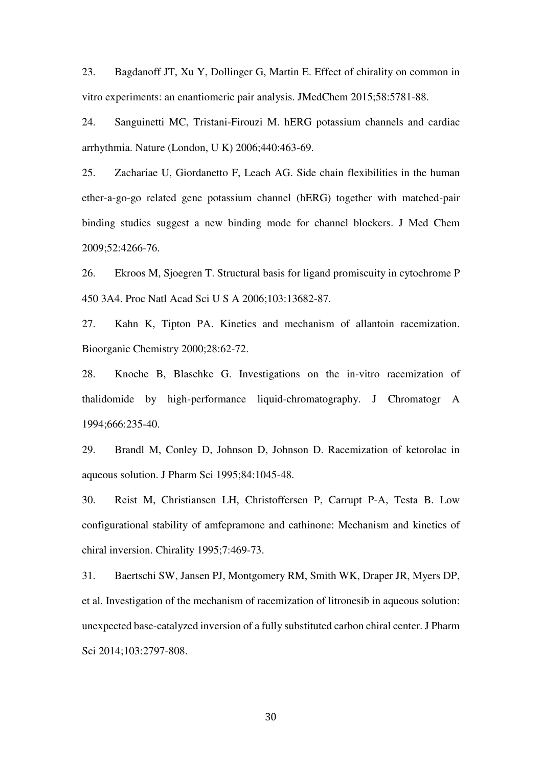23. Bagdanoff JT, Xu Y, Dollinger G, Martin E. Effect of chirality on common in vitro experiments: an enantiomeric pair analysis. JMedChem 2015;58:5781-88.

24. Sanguinetti MC, Tristani-Firouzi M. hERG potassium channels and cardiac arrhythmia. Nature (London, U K) 2006;440:463-69.

25. Zachariae U, Giordanetto F, Leach AG. Side chain flexibilities in the human ether-a-go-go related gene potassium channel (hERG) together with matched-pair binding studies suggest a new binding mode for channel blockers. J Med Chem 2009;52:4266-76.

26. Ekroos M, Sjoegren T. Structural basis for ligand promiscuity in cytochrome P 450 3A4. Proc Natl Acad Sci U S A 2006;103:13682-87.

27. Kahn K, Tipton PA. Kinetics and mechanism of allantoin racemization. Bioorganic Chemistry 2000;28:62-72.

28. Knoche B, Blaschke G. Investigations on the in-vitro racemization of thalidomide by high-performance liquid-chromatography. J Chromatogr A 1994;666:235-40.

29. Brandl M, Conley D, Johnson D, Johnson D. Racemization of ketorolac in aqueous solution. J Pharm Sci 1995;84:1045-48.

30. Reist M, Christiansen LH, Christoffersen P, Carrupt P-A, Testa B. Low configurational stability of amfepramone and cathinone: Mechanism and kinetics of chiral inversion. Chirality 1995;7:469-73.

31. Baertschi SW, Jansen PJ, Montgomery RM, Smith WK, Draper JR, Myers DP, et al. Investigation of the mechanism of racemization of litronesib in aqueous solution: unexpected base-catalyzed inversion of a fully substituted carbon chiral center. J Pharm Sci 2014;103:2797-808.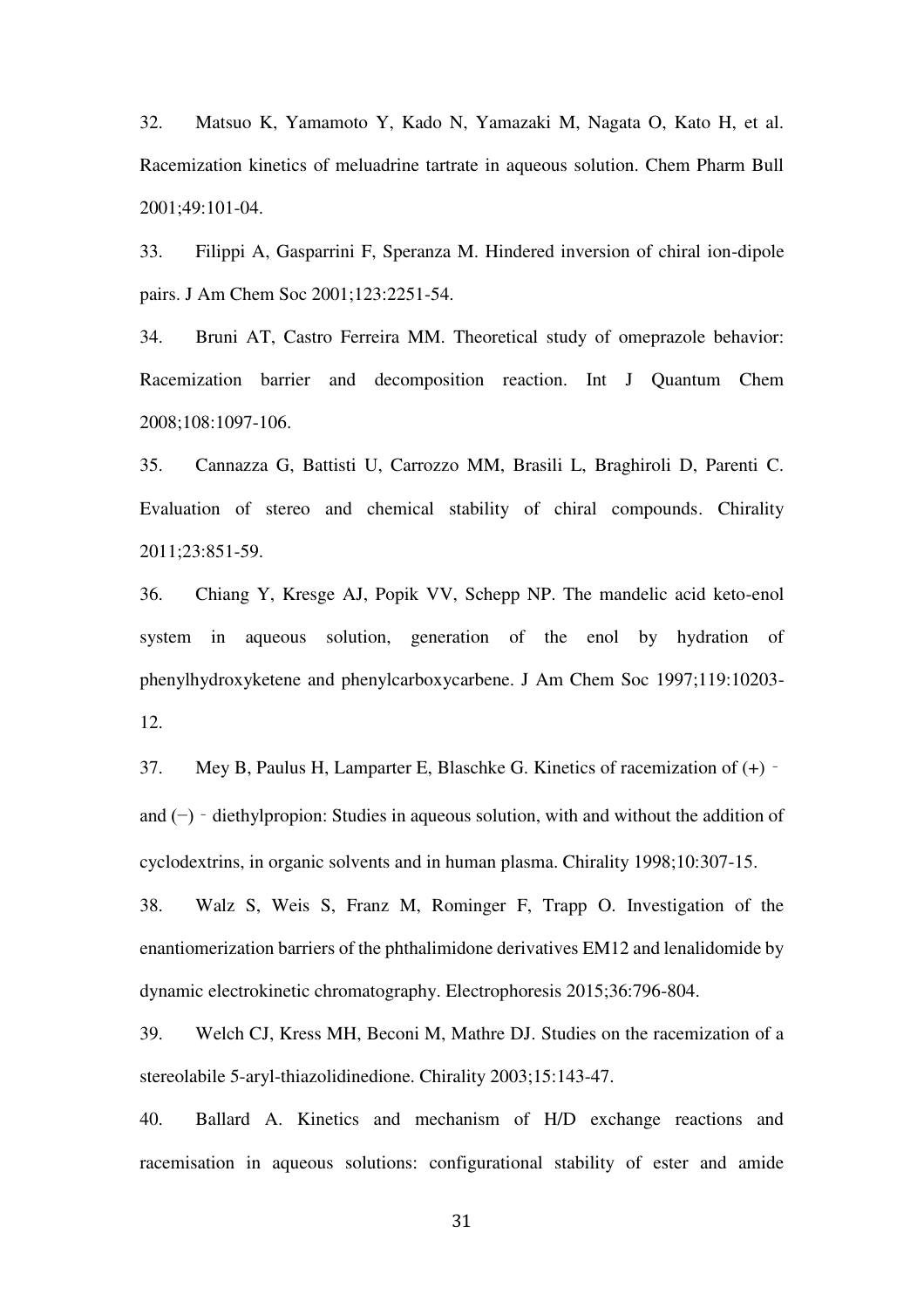32. Matsuo K, Yamamoto Y, Kado N, Yamazaki M, Nagata O, Kato H, et al. Racemization kinetics of meluadrine tartrate in aqueous solution. Chem Pharm Bull 2001;49:101-04.

33. Filippi A, Gasparrini F, Speranza M. Hindered inversion of chiral ion-dipole pairs. J Am Chem Soc 2001;123:2251-54.

34. Bruni AT, Castro Ferreira MM. Theoretical study of omeprazole behavior: Racemization barrier and decomposition reaction. Int J Quantum Chem 2008;108:1097-106.

35. Cannazza G, Battisti U, Carrozzo MM, Brasili L, Braghiroli D, Parenti C. Evaluation of stereo and chemical stability of chiral compounds. Chirality 2011;23:851-59.

36. Chiang Y, Kresge AJ, Popik VV, Schepp NP. The mandelic acid keto-enol system in aqueous solution, generation of the enol by hydration of phenylhydroxyketene and phenylcarboxycarbene. J Am Chem Soc 1997;119:10203-12.

37. Mey B, Paulus H, Lamparter E, Blaschke G. Kinetics of racemization of (+)‐ and (−)‐diethylpropion: Studies in aqueous solution, with and without the addition of cyclodextrins, in organic solvents and in human plasma. Chirality 1998;10:307-15.

38. Walz S, Weis S, Franz M, Rominger F, Trapp O. Investigation of the enantiomerization barriers of the phthalimidone derivatives EM12 and lenalidomide by dynamic electrokinetic chromatography. Electrophoresis 2015;36:796-804.

39. Welch CJ, Kress MH, Beconi M, Mathre DJ. Studies on the racemization of a stereolabile 5-aryl-thiazolidinedione. Chirality 2003;15:143-47.

40. Ballard A. Kinetics and mechanism of H/D exchange reactions and racemisation in aqueous solutions: configurational stability of ester and amide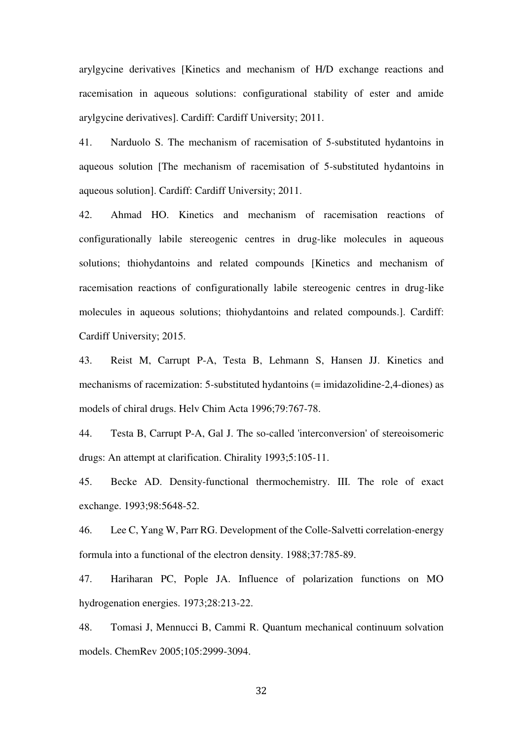arylgycine derivatives [Kinetics and mechanism of H/D exchange reactions and racemisation in aqueous solutions: configurational stability of ester and amide arylgycine derivatives]. Cardiff: Cardiff University; 2011.

41. Narduolo S. The mechanism of racemisation of 5-substituted hydantoins in aqueous solution [The mechanism of racemisation of 5-substituted hydantoins in aqueous solution]. Cardiff: Cardiff University; 2011.

42. Ahmad HO. Kinetics and mechanism of racemisation reactions of configurationally labile stereogenic centres in drug-like molecules in aqueous solutions; thiohydantoins and related compounds [Kinetics and mechanism of racemisation reactions of configurationally labile stereogenic centres in drug-like molecules in aqueous solutions; thiohydantoins and related compounds.]. Cardiff: Cardiff University; 2015.

43. Reist M, Carrupt P-A, Testa B, Lehmann S, Hansen JJ. Kinetics and mechanisms of racemization: 5-substituted hydantoins (= imidazolidine-2,4-diones) as models of chiral drugs. Helv Chim Acta 1996;79:767-78.

44. Testa B, Carrupt P-A, Gal J. The so-called 'interconversion' of stereoisomeric drugs: An attempt at clarification. Chirality 1993;5:105-11.

45. Becke AD. Density-functional thermochemistry. III. The role of exact exchange. 1993;98:5648-52.

46. Lee C, Yang W, Parr RG. Development of the Colle-Salvetti correlation-energy formula into a functional of the electron density. 1988;37:785-89.

47. Hariharan PC, Pople JA. Influence of polarization functions on MO hydrogenation energies. 1973;28:213-22.

48. Tomasi J, Mennucci B, Cammi R. Quantum mechanical continuum solvation models. ChemRev 2005;105:2999-3094.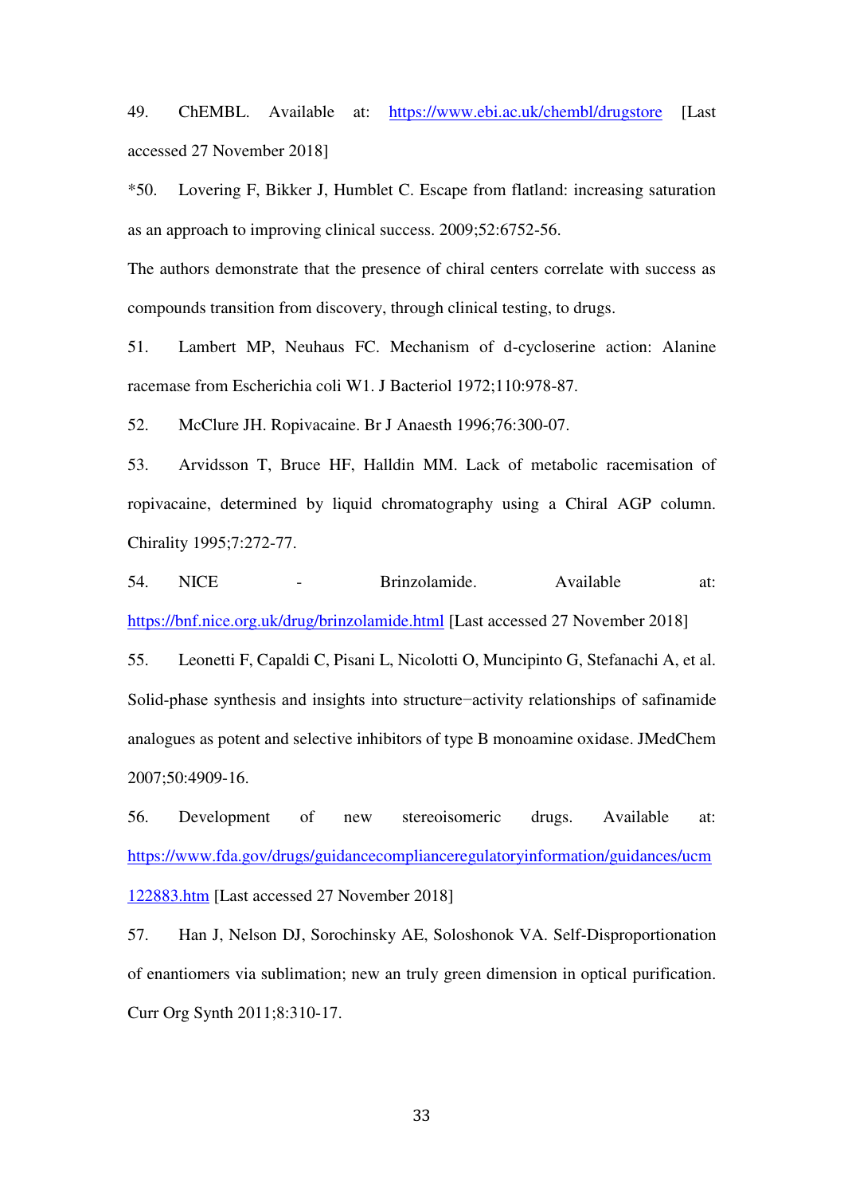49. ChEMBL. Available at: https://www.ebi.ac.uk/chembl/drugstore [Last accessed 27 November 2018]

*50. Lovering F, Bikker J, Humblet C. Escape from flatland: increasing saturation as an approach to improving clinical success. 2009;52:6752-56.

The authors demonstrate that the presence of chiral centers correlate with success as compounds transition from discovery, through clinical testing, to drugs.

51. Lambert MP, Neuhaus FC. Mechanism of d-cycloserine action: Alanine racemase from Escherichia coli W1. J Bacteriol 1972;110:978-87.

52. McClure JH. Ropivacaine. Br J Anaesth 1996;76:300-07.

53. Arvidsson T, Bruce HF, Halldin MM. Lack of metabolic racemisation of ropivacaine, determined by liquid chromatography using a Chiral AGP column. Chirality 1995;7:272-77.

54. NICE - Brinzolamide. Available at: https://bnf.nice.org.uk/drug/brinzolamide.html [Last accessed 27 November 2018]

55. Leonetti F, Capaldi C, Pisani L, Nicolotti O, Muncipinto G, Stefanachi A, et al. Solid-phase synthesis and insights into structure−activity relationships of safinamide analogues as potent and selective inhibitors of type B monoamine oxidase. JMedChem 2007;50:4909-16.

56. Development of new stereoisomeric drugs. Available at: https://www.fda.gov/drugs/guidancecomplianceregulatoryinformation/guidances/ucm122883.htm [Last accessed 27 November 2018]

57. Han J, Nelson DJ, Sorochinsky AE, Soloshonok VA. Self-Disproportionation of enantiomers via sublimation; new an truly green dimension in optical purification. Curr Org Synth 2011;8:310-17.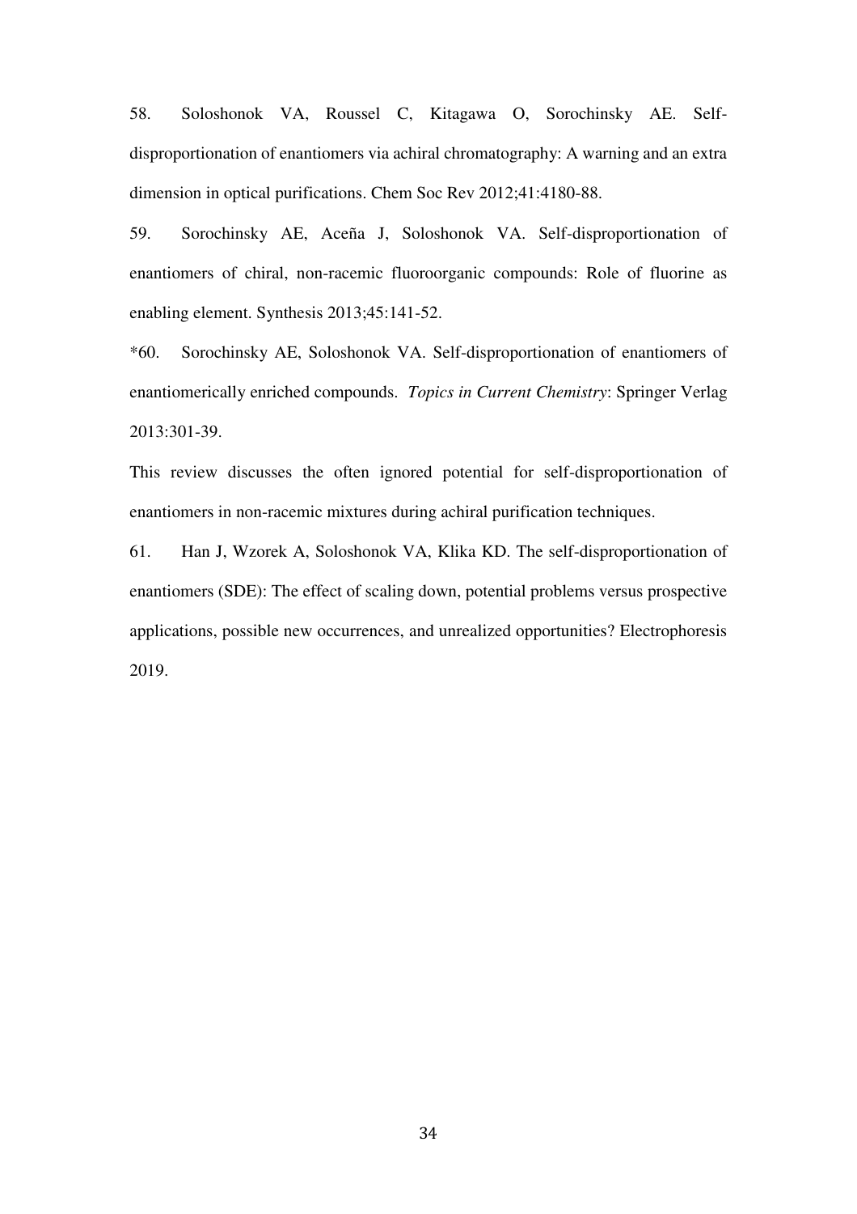58. Soloshonok VA, Roussel C, Kitagawa O, Sorochinsky AE. Self-disproportionation of enantiomers via achiral chromatography: A warning and an extra dimension in optical purifications. Chem Soc Rev 2012;41:4180-88.

59. Sorochinsky AE, Aceña J, Soloshonok VA. Self-disproportionation of enantiomers of chiral, non-racemic fluoroorganic compounds: Role of fluorine as enabling element. Synthesis 2013;45:141-52.

*60. Sorochinsky AE, Soloshonok VA. Self-disproportionation of enantiomers of enantiomerically enriched compounds. *Topics in Current Chemistry*: Springer Verlag 2013:301-39.

This review discusses the often ignored potential for self-disproportionation of enantiomers in non-racemic mixtures during achiral purification techniques.

61. Han J, Wzorek A, Soloshonok VA, Klika KD. The self-disproportionation of enantiomers (SDE): The effect of scaling down, potential problems versus prospective applications, possible new occurrences, and unrealized opportunities? Electrophoresis 2019.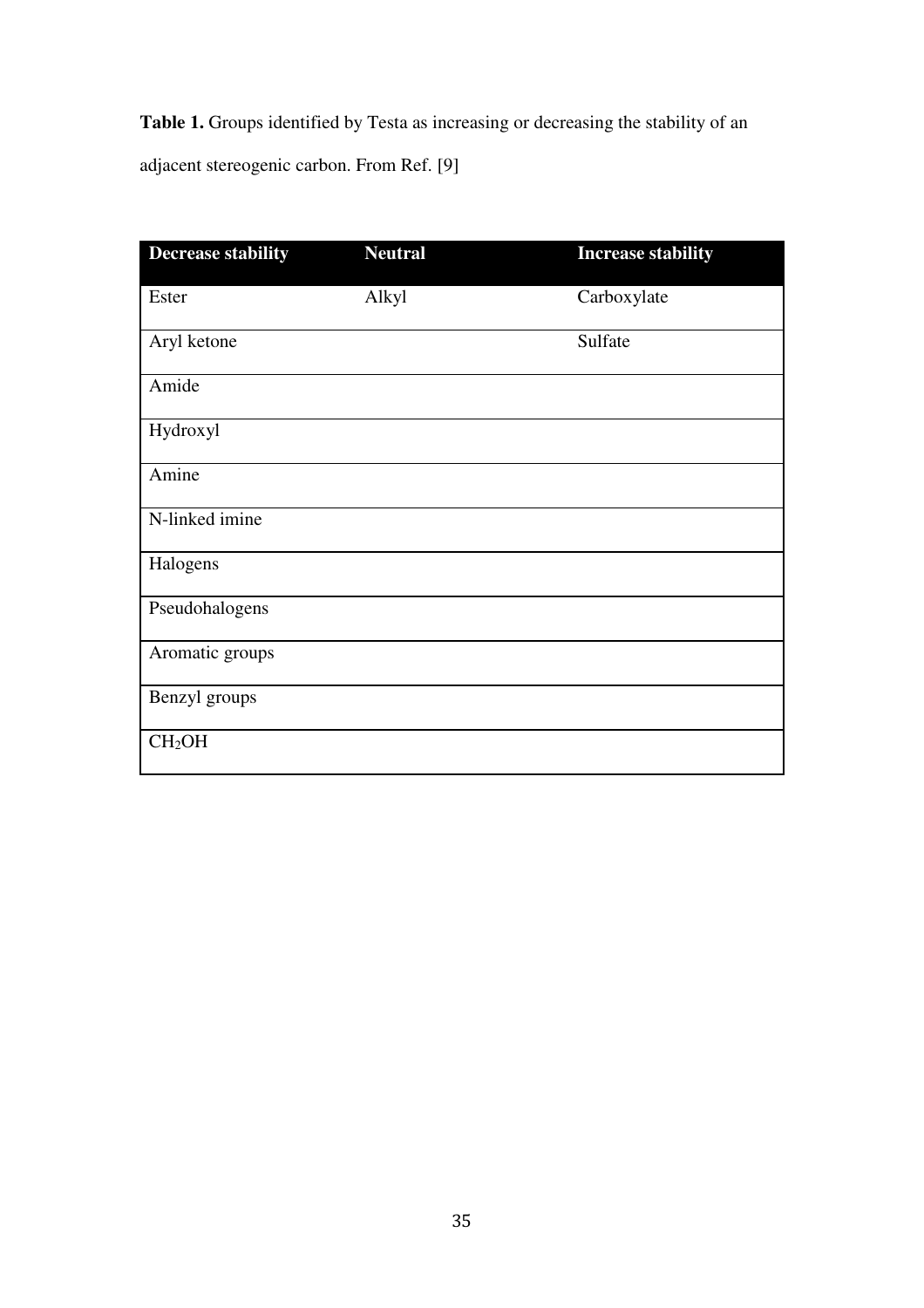**Table 1.** Groups identified by Testa as increasing or decreasing the stability of an adjacent stereogenic carbon. From Ref. [9]

| Decrease stability | Neutral | Increase stability |
| --- | --- | --- |
| Ester | Alkyl | Carboxylate |
| Aryl ketone | | Sulfate |
| Amide | | |
| Hydroxyl | | |
| Amine | | |
| N-linked imine | | |
| Halogens | | |
| Pseudohalogens | | |
| Aromatic groups | | |
| Benzyl groups | | |
| $CH_2OH$ | | |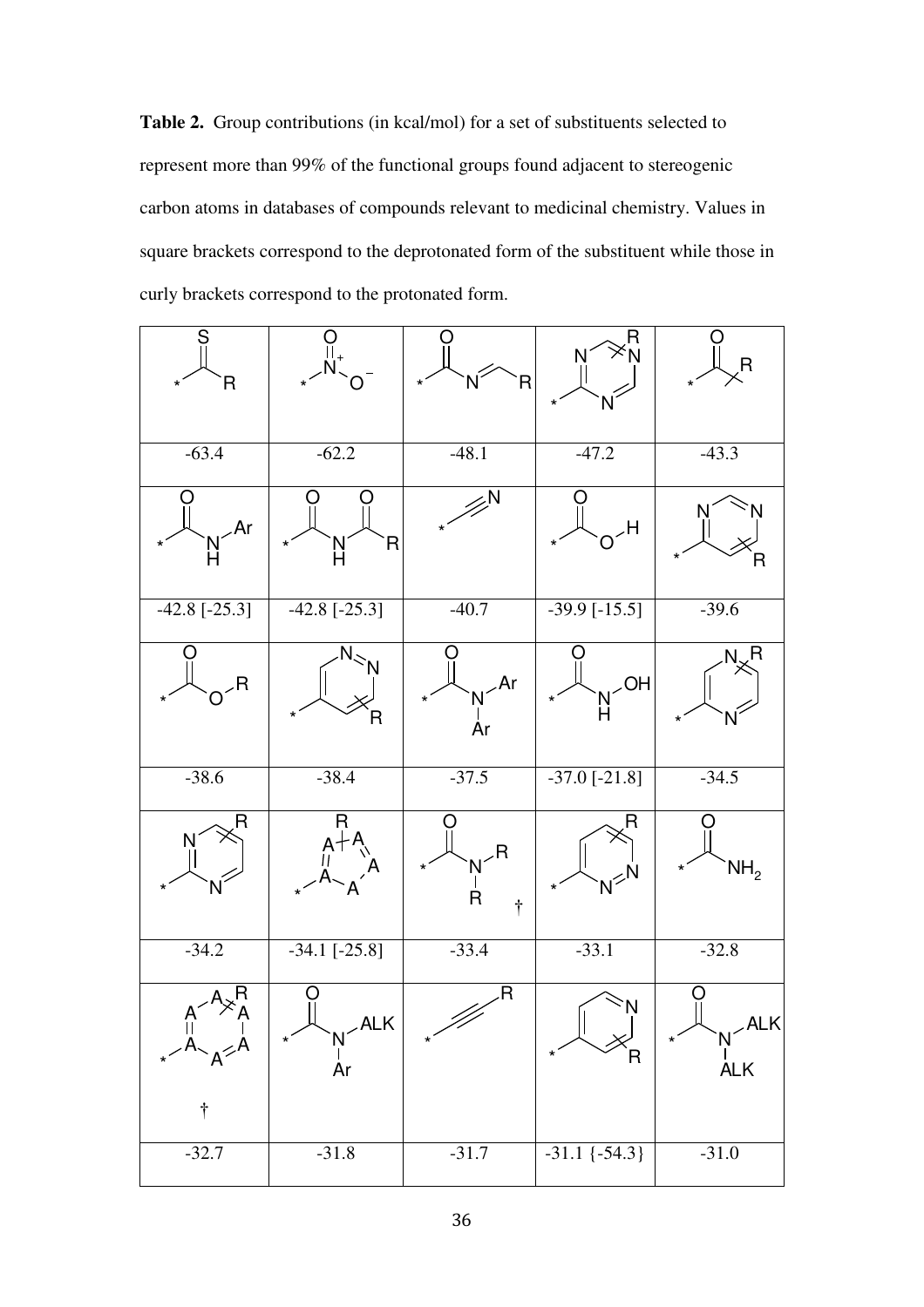**Table 2.** Group contributions (in kcal/mol) for a set of substituents selected to represent more than 99% of the functional groups found adjacent to stereogenic carbon atoms in databases of compounds relevant to medicinal chemistry. Values in square brackets correspond to the deprotonated form of the substituent while those in curly brackets correspond to the protonated form.

| | | | | |
|---|---|---|---|---|
| *–C(=S)R | *–$NO_2$ | *–C(=O)N=CHR | 1,3,5-triazin-2-yl (R) | *–C(=O)–C(R) |
| -63.4 | -62.2 | -48.1 | -47.2 | -43.3 |
| *–C(=O)NH–Ar | *–C(=O)NH–C(=O)R | *–C≡N | *–C(=O)OH | pyrimidin-5-yl (R) |
| -42.8 [-25.3] | -42.8 [-25.3] | -40.7 | -39.9 [-15.5] | -39.6 |
| *–C(=O)O–R | pyridazin-4-yl (R) | *–C(=O)N(Ar)Ar | *–C(=O)NH–OH | pyrazin-2-yl (R) |
| -38.6 | -38.4 | -37.5 | -37.0 [-21.8] | -34.5 |
| pyrimidin-2-yl (R) | 5-membered aromatic ring (A), R | *–C(=O)N(R)R † | pyridazin-3-yl (R) | *–C(=O)$NH_2$ |
| -34.2 | -34.1 [-25.8] | -33.4 | -33.1 | -32.8 |
| 6-membered aromatic ring (A), R † | *–C(=O)N(ALK)Ar | *–C≡C–R | pyridin-4-yl (R) | *–C(=O)N(ALK)ALK |
| -32.7 | -31.8 | -31.7 | -31.1 {-54.3} | -31.0 |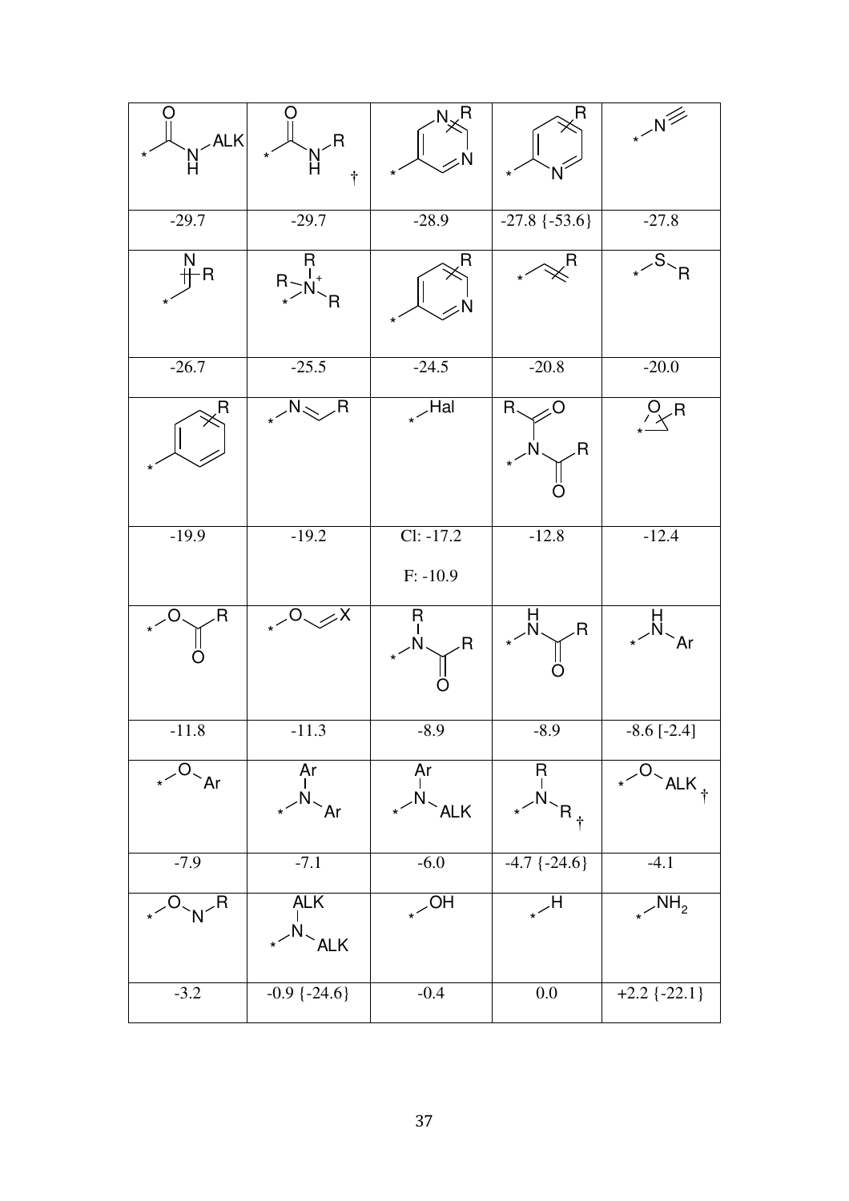| | | | | |
|---|---|---|---|---|
| *C(=O)NH-ALK | *C(=O)NH-R † | pyrimidin-5-yl (R) | pyridin-2-yl (R) | *N≡ |
| -29.7 | -29.7 | -28.9 | -27.8 {-53.6} | -27.8 |
| *C(=N)R | *N⁺R₃ | pyridin-3-yl (R) | *CH=CHR | *S-R |
| -26.7 | -25.5 | -24.5 | -20.8 | -20.0 |
| phenyl (R) | *N=CH-R | *-Hal | *N(C(=O)R)₂ | epoxide (R) |
| -19.9 | -19.2 | Cl: -17.2<br>F: -10.9 | -12.8 | -12.4 |
| *O-C(=O)R | *O-CH=X | *N(R)C(=O)R | *NHC(=O)R | *NH-Ar |
| -11.8 | -11.3 | -8.9 | -8.9 | -8.6 [-2.4] |
| *O-Ar | *N(Ar)Ar | *N(Ar)ALK | *N(R)R † | *O-ALK † |
| -7.9 | -7.1 | -6.0 | -4.7 {-24.6} | -4.1 |
| *O-N-R | *N(ALK)ALK | *-OH | *-H | *-NH₂ |
| -3.2 | -0.9 {-24.6} | -0.4 | 0.0 | +2.2 {-22.1} |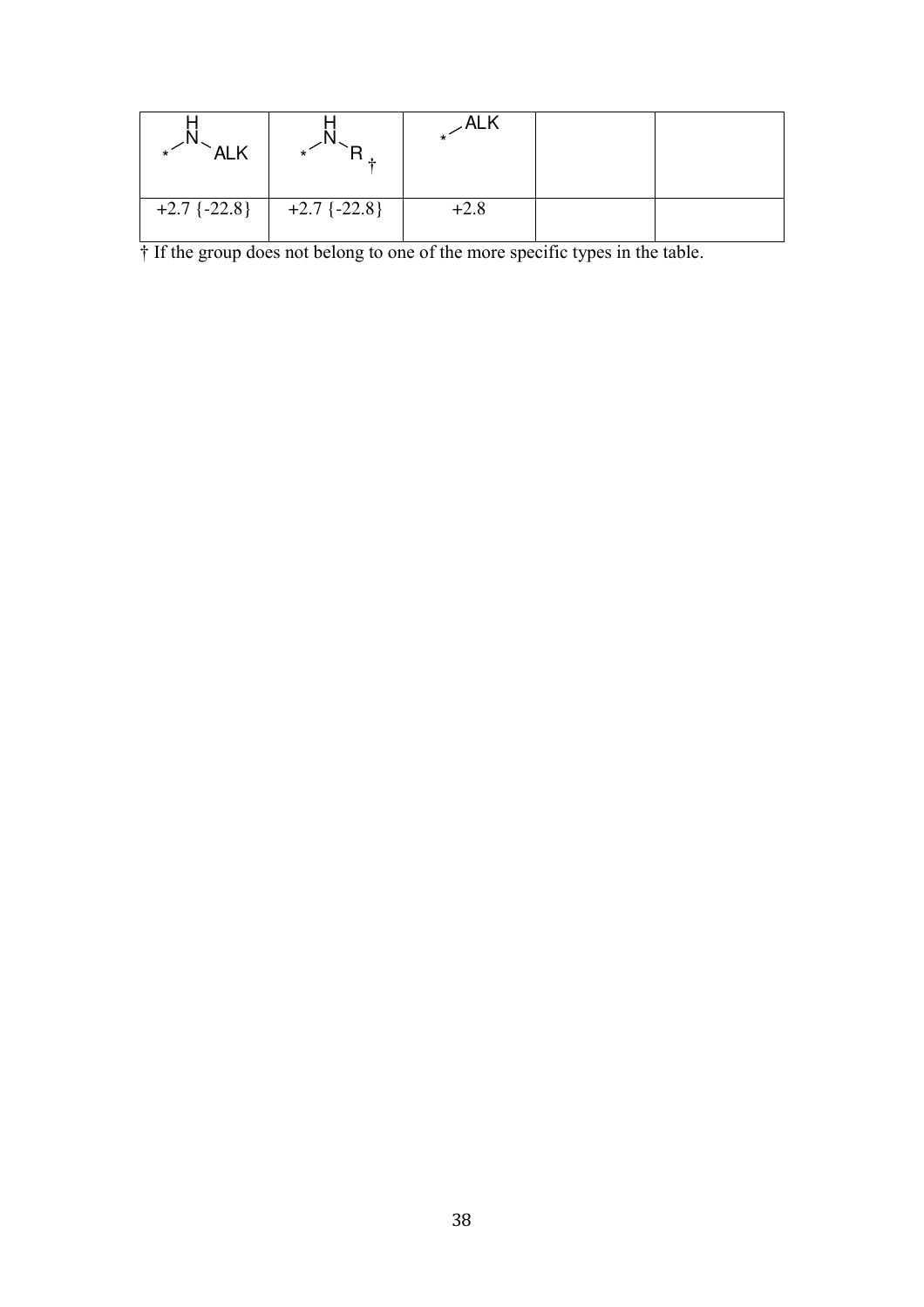| *-NH-ALK | *-NH-R † | *-ALK | | |
|---|---|---|---|---|
| +2.7 {-22.8} | +2.7 {-22.8} | +2.8 | | |

† If the group does not belong to one of the more specific types in the table.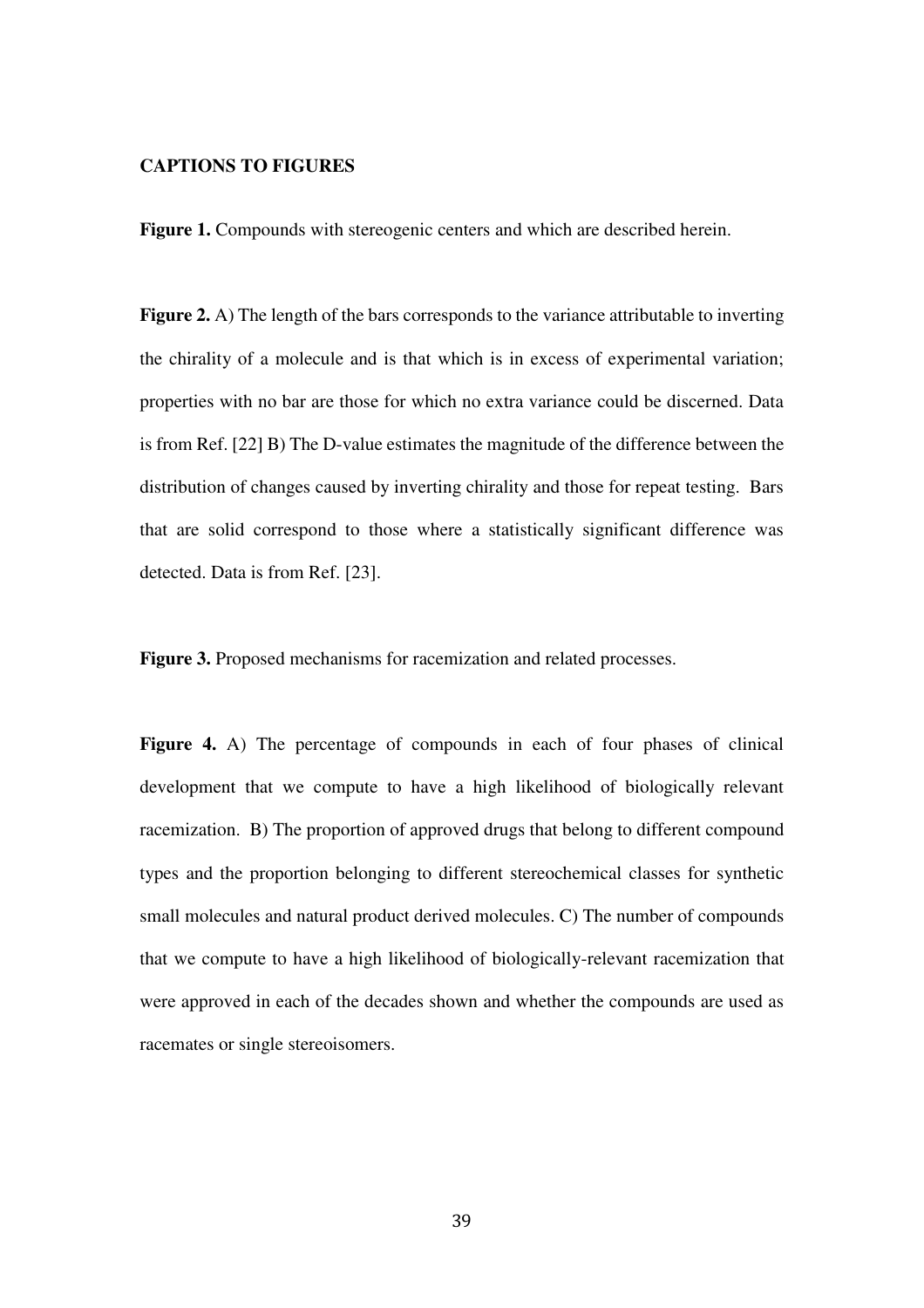**CAPTIONS TO FIGURES**

**Figure 1.** Compounds with stereogenic centers and which are described herein.

**Figure 2.** A) The length of the bars corresponds to the variance attributable to inverting the chirality of a molecule and is that which is in excess of experimental variation; properties with no bar are those for which no extra variance could be discerned. Data is from Ref. [22] B) The D-value estimates the magnitude of the difference between the distribution of changes caused by inverting chirality and those for repeat testing. Bars that are solid correspond to those where a statistically significant difference was detected. Data is from Ref. [23].

**Figure 3.** Proposed mechanisms for racemization and related processes.

**Figure 4.** A) The percentage of compounds in each of four phases of clinical development that we compute to have a high likelihood of biologically relevant racemization. B) The proportion of approved drugs that belong to different compound types and the proportion belonging to different stereochemical classes for synthetic small molecules and natural product derived molecules. C) The number of compounds that we compute to have a high likelihood of biologically-relevant racemization that were approved in each of the decades shown and whether the compounds are used as racemates or single stereoisomers.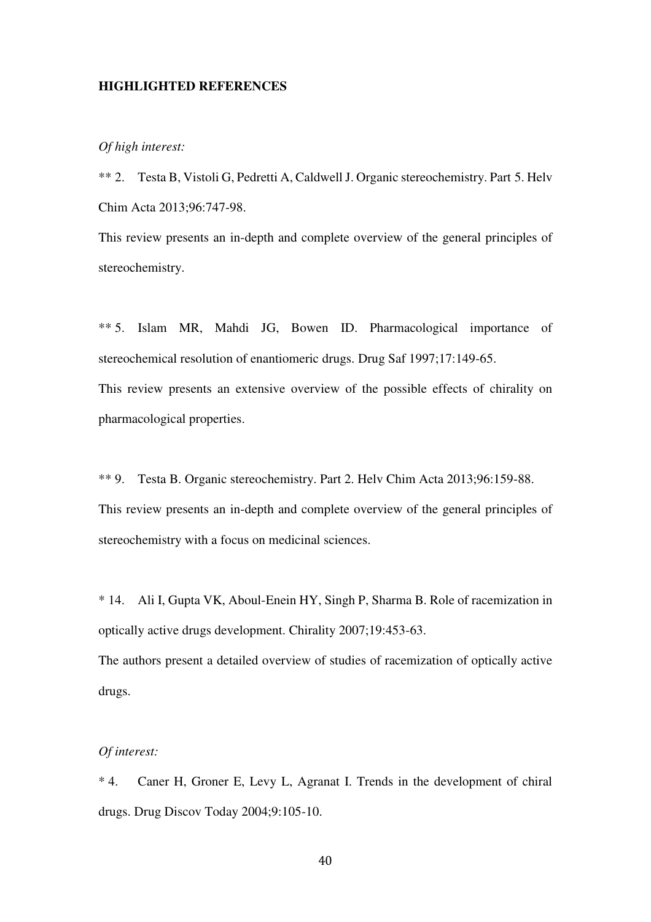**HIGHLIGHTED REFERENCES**

*Of high interest:*

** 2. Testa B, Vistoli G, Pedretti A, Caldwell J. Organic stereochemistry. Part 5. Helv Chim Acta 2013;96:747-98.

This review presents an in-depth and complete overview of the general principles of stereochemistry.

** 5. Islam MR, Mahdi JG, Bowen ID. Pharmacological importance of stereochemical resolution of enantiomeric drugs. Drug Saf 1997;17:149-65.

This review presents an extensive overview of the possible effects of chirality on pharmacological properties.

** 9. Testa B. Organic stereochemistry. Part 2. Helv Chim Acta 2013;96:159-88.

This review presents an in-depth and complete overview of the general principles of stereochemistry with a focus on medicinal sciences.

* 14. Ali I, Gupta VK, Aboul-Enein HY, Singh P, Sharma B. Role of racemization in optically active drugs development. Chirality 2007;19:453-63.

The authors present a detailed overview of studies of racemization of optically active drugs.

*Of interest:*

* 4. Caner H, Groner E, Levy L, Agranat I. Trends in the development of chiral drugs. Drug Discov Today 2004;9:105-10.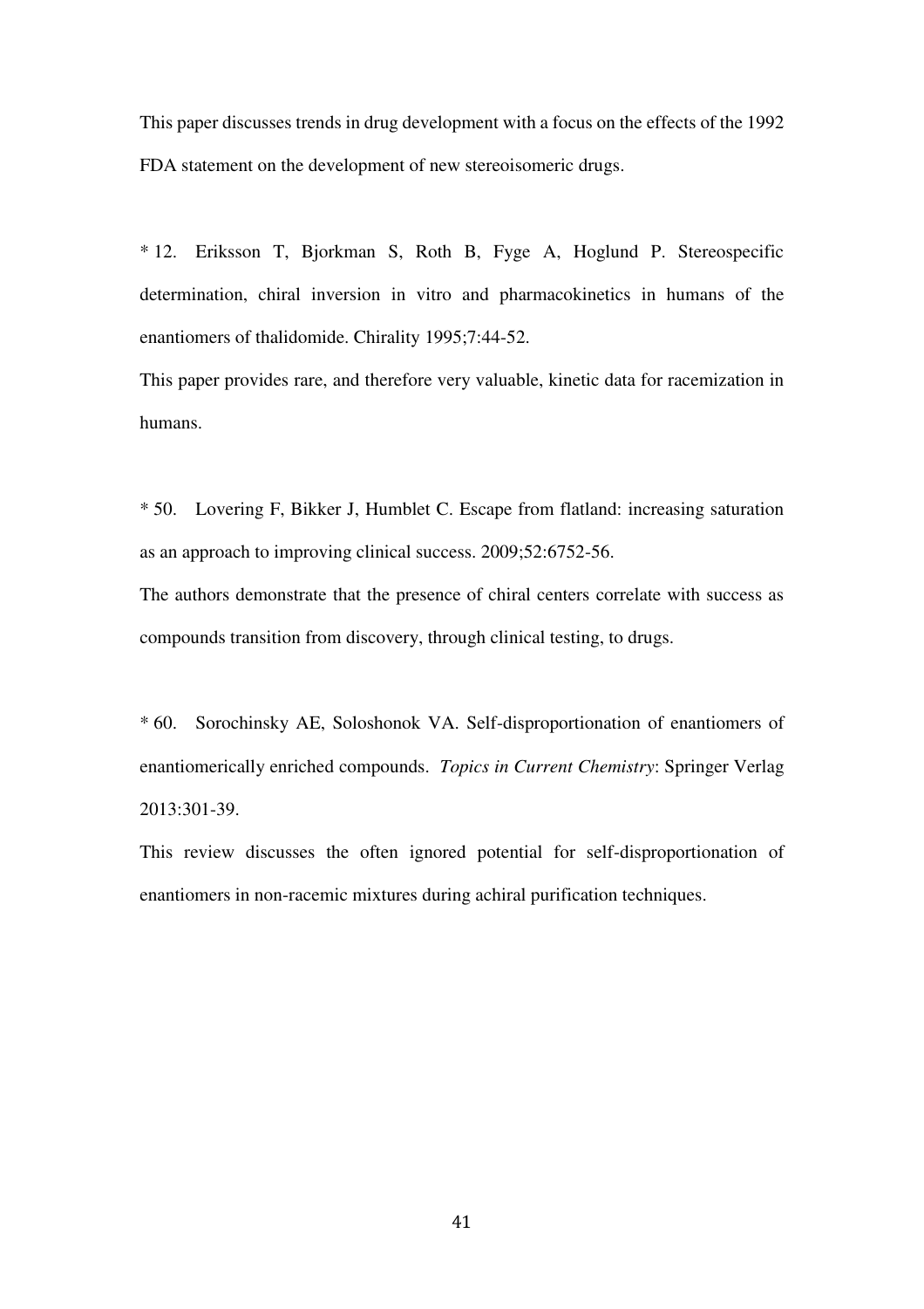This paper discusses trends in drug development with a focus on the effects of the 1992 FDA statement on the development of new stereoisomeric drugs.

* 12. Eriksson T, Bjorkman S, Roth B, Fyge A, Hoglund P. Stereospecific determination, chiral inversion in vitro and pharmacokinetics in humans of the enantiomers of thalidomide. Chirality 1995;7:44-52.

This paper provides rare, and therefore very valuable, kinetic data for racemization in humans.

* 50. Lovering F, Bikker J, Humblet C. Escape from flatland: increasing saturation as an approach to improving clinical success. 2009;52:6752-56.

The authors demonstrate that the presence of chiral centers correlate with success as compounds transition from discovery, through clinical testing, to drugs.

* 60. Sorochinsky AE, Soloshonok VA. Self-disproportionation of enantiomers of enantiomerically enriched compounds. *Topics in Current Chemistry*: Springer Verlag 2013:301-39.

This review discusses the often ignored potential for self-disproportionation of enantiomers in non-racemic mixtures during achiral purification techniques.